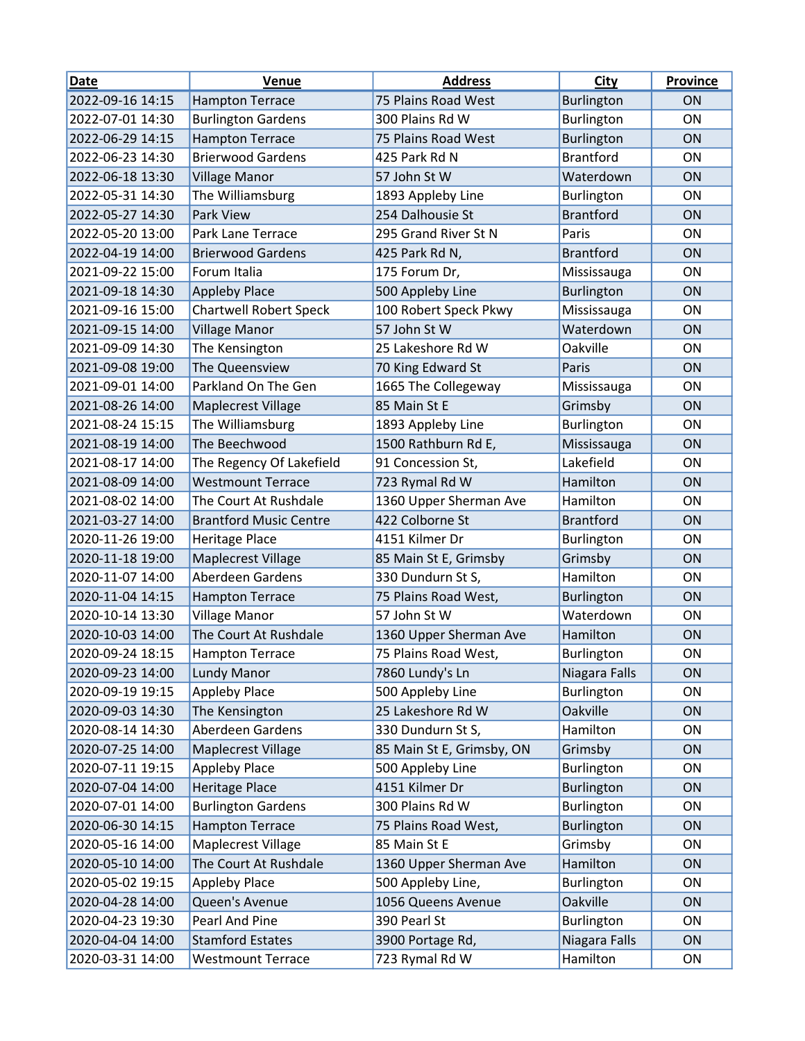| Date | Venue | Address | City | Province |
|---|---|---|---|---|
| 2022-09-16 14:15 | Hampton Terrace | 75 Plains Road West | Burlington | ON |
| 2022-07-01 14:30 | Burlington Gardens | 300 Plains Rd W | Burlington | ON |
| 2022-06-29 14:15 | Hampton Terrace | 75 Plains Road West | Burlington | ON |
| 2022-06-23 14:30 | Brierwood Gardens | 425 Park Rd N | Brantford | ON |
| 2022-06-18 13:30 | Village Manor | 57 John St W | Waterdown | ON |
| 2022-05-31 14:30 | The Williamsburg | 1893 Appleby Line | Burlington | ON |
| 2022-05-27 14:30 | Park View | 254 Dalhousie St | Brantford | ON |
| 2022-05-20 13:00 | Park Lane Terrace | 295 Grand River St N | Paris | ON |
| 2022-04-19 14:00 | Brierwood Gardens | 425 Park Rd N, | Brantford | ON |
| 2021-09-22 15:00 | Forum Italia | 175 Forum Dr, | Mississauga | ON |
| 2021-09-18 14:30 | Appleby Place | 500 Appleby Line | Burlington | ON |
| 2021-09-16 15:00 | Chartwell Robert Speck | 100 Robert Speck Pkwy | Mississauga | ON |
| 2021-09-15 14:00 | Village Manor | 57 John St W | Waterdown | ON |
| 2021-09-09 14:30 | The Kensington | 25 Lakeshore Rd W | Oakville | ON |
| 2021-09-08 19:00 | The Queensview | 70 King Edward St | Paris | ON |
| 2021-09-01 14:00 | Parkland On The Gen | 1665 The Collegeway | Mississauga | ON |
| 2021-08-26 14:00 | Maplecrest Village | 85 Main St E | Grimsby | ON |
| 2021-08-24 15:15 | The Williamsburg | 1893 Appleby Line | Burlington | ON |
| 2021-08-19 14:00 | The Beechwood | 1500 Rathburn Rd E, | Mississauga | ON |
| 2021-08-17 14:00 | The Regency Of Lakefield | 91 Concession St, | Lakefield | ON |
| 2021-08-09 14:00 | Westmount Terrace | 723 Rymal Rd W | Hamilton | ON |
| 2021-08-02 14:00 | The Court At Rushdale | 1360 Upper Sherman Ave | Hamilton | ON |
| 2021-03-27 14:00 | Brantford Music Centre | 422 Colborne St | Brantford | ON |
| 2020-11-26 19:00 | Heritage Place | 4151 Kilmer Dr | Burlington | ON |
| 2020-11-18 19:00 | Maplecrest Village | 85 Main St E, Grimsby | Grimsby | ON |
| 2020-11-07 14:00 | Aberdeen Gardens | 330 Dundurn St S, | Hamilton | ON |
| 2020-11-04 14:15 | Hampton Terrace | 75 Plains Road West, | Burlington | ON |
| 2020-10-14 13:30 | Village Manor | 57 John St W | Waterdown | ON |
| 2020-10-03 14:00 | The Court At Rushdale | 1360 Upper Sherman Ave | Hamilton | ON |
| 2020-09-24 18:15 | Hampton Terrace | 75 Plains Road West, | Burlington | ON |
| 2020-09-23 14:00 | Lundy Manor | 7860 Lundy's Ln | Niagara Falls | ON |
| 2020-09-19 19:15 | Appleby Place | 500 Appleby Line | Burlington | ON |
| 2020-09-03 14:30 | The Kensington | 25 Lakeshore Rd W | Oakville | ON |
| 2020-08-14 14:30 | Aberdeen Gardens | 330 Dundurn St S, | Hamilton | ON |
| 2020-07-25 14:00 | Maplecrest Village | 85 Main St E, Grimsby, ON | Grimsby | ON |
| 2020-07-11 19:15 | Appleby Place | 500 Appleby Line | Burlington | ON |
| 2020-07-04 14:00 | Heritage Place | 4151 Kilmer Dr | Burlington | ON |
| 2020-07-01 14:00 | Burlington Gardens | 300 Plains Rd W | Burlington | ON |
| 2020-06-30 14:15 | Hampton Terrace | 75 Plains Road West, | Burlington | ON |
| 2020-05-16 14:00 | Maplecrest Village | 85 Main St E | Grimsby | ON |
| 2020-05-10 14:00 | The Court At Rushdale | 1360 Upper Sherman Ave | Hamilton | ON |
| 2020-05-02 19:15 | Appleby Place | 500 Appleby Line, | Burlington | ON |
| 2020-04-28 14:00 | Queen's Avenue | 1056 Queens Avenue | Oakville | ON |
| 2020-04-23 19:30 | Pearl And Pine | 390 Pearl St | Burlington | ON |
| 2020-04-04 14:00 | Stamford Estates | 3900 Portage Rd, | Niagara Falls | ON |
| 2020-03-31 14:00 | Westmount Terrace | 723 Rymal Rd W | Hamilton | ON |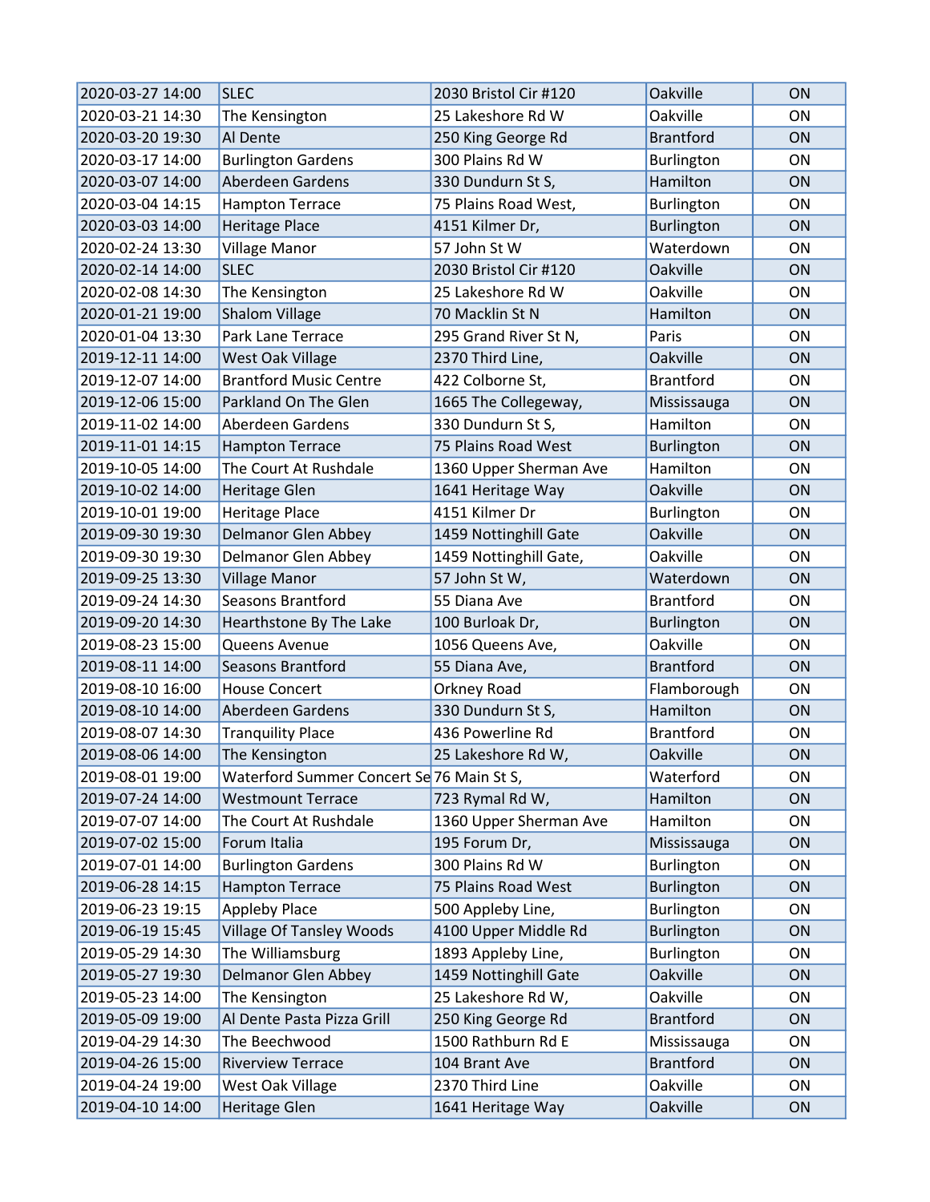| | | | | |
|---|---|---|---|---|
| 2020-03-27 14:00 | SLEC | 2030 Bristol Cir #120 | Oakville | ON |
| 2020-03-21 14:30 | The Kensington | 25 Lakeshore Rd W | Oakville | ON |
| 2020-03-20 19:30 | Al Dente | 250 King George Rd | Brantford | ON |
| 2020-03-17 14:00 | Burlington Gardens | 300 Plains Rd W | Burlington | ON |
| 2020-03-07 14:00 | Aberdeen Gardens | 330 Dundurn St S, | Hamilton | ON |
| 2020-03-04 14:15 | Hampton Terrace | 75 Plains Road West, | Burlington | ON |
| 2020-03-03 14:00 | Heritage Place | 4151 Kilmer Dr, | Burlington | ON |
| 2020-02-24 13:30 | Village Manor | 57 John St W | Waterdown | ON |
| 2020-02-14 14:00 | SLEC | 2030 Bristol Cir #120 | Oakville | ON |
| 2020-02-08 14:30 | The Kensington | 25 Lakeshore Rd W | Oakville | ON |
| 2020-01-21 19:00 | Shalom Village | 70 Macklin St N | Hamilton | ON |
| 2020-01-04 13:30 | Park Lane Terrace | 295 Grand River St N, | Paris | ON |
| 2019-12-11 14:00 | West Oak Village | 2370 Third Line, | Oakville | ON |
| 2019-12-07 14:00 | Brantford Music Centre | 422 Colborne St, | Brantford | ON |
| 2019-12-06 15:00 | Parkland On The Glen | 1665 The Collegeway, | Mississauga | ON |
| 2019-11-02 14:00 | Aberdeen Gardens | 330 Dundurn St S, | Hamilton | ON |
| 2019-11-01 14:15 | Hampton Terrace | 75 Plains Road West | Burlington | ON |
| 2019-10-05 14:00 | The Court At Rushdale | 1360 Upper Sherman Ave | Hamilton | ON |
| 2019-10-02 14:00 | Heritage Glen | 1641 Heritage Way | Oakville | ON |
| 2019-10-01 19:00 | Heritage Place | 4151 Kilmer Dr | Burlington | ON |
| 2019-09-30 19:30 | Delmanor Glen Abbey | 1459 Nottinghill Gate | Oakville | ON |
| 2019-09-30 19:30 | Delmanor Glen Abbey | 1459 Nottinghill Gate, | Oakville | ON |
| 2019-09-25 13:30 | Village Manor | 57 John St W, | Waterdown | ON |
| 2019-09-24 14:30 | Seasons Brantford | 55 Diana Ave | Brantford | ON |
| 2019-09-20 14:30 | Hearthstone By The Lake | 100 Burloak Dr, | Burlington | ON |
| 2019-08-23 15:00 | Queens Avenue | 1056 Queens Ave, | Oakville | ON |
| 2019-08-11 14:00 | Seasons Brantford | 55 Diana Ave, | Brantford | ON |
| 2019-08-10 16:00 | House Concert | Orkney Road | Flamborough | ON |
| 2019-08-10 14:00 | Aberdeen Gardens | 330 Dundurn St S, | Hamilton | ON |
| 2019-08-07 14:30 | Tranquility Place | 436 Powerline Rd | Brantford | ON |
| 2019-08-06 14:00 | The Kensington | 25 Lakeshore Rd W, | Oakville | ON |
| 2019-08-01 19:00 | Waterford Summer Concert Se | 76 Main St S, | Waterford | ON |
| 2019-07-24 14:00 | Westmount Terrace | 723 Rymal Rd W, | Hamilton | ON |
| 2019-07-07 14:00 | The Court At Rushdale | 1360 Upper Sherman Ave | Hamilton | ON |
| 2019-07-02 15:00 | Forum Italia | 195 Forum Dr, | Mississauga | ON |
| 2019-07-01 14:00 | Burlington Gardens | 300 Plains Rd W | Burlington | ON |
| 2019-06-28 14:15 | Hampton Terrace | 75 Plains Road West | Burlington | ON |
| 2019-06-23 19:15 | Appleby Place | 500 Appleby Line, | Burlington | ON |
| 2019-06-19 15:45 | Village Of Tansley Woods | 4100 Upper Middle Rd | Burlington | ON |
| 2019-05-29 14:30 | The Williamsburg | 1893 Appleby Line, | Burlington | ON |
| 2019-05-27 19:30 | Delmanor Glen Abbey | 1459 Nottinghill Gate | Oakville | ON |
| 2019-05-23 14:00 | The Kensington | 25 Lakeshore Rd W, | Oakville | ON |
| 2019-05-09 19:00 | Al Dente Pasta Pizza Grill | 250 King George Rd | Brantford | ON |
| 2019-04-29 14:30 | The Beechwood | 1500 Rathburn Rd E | Mississauga | ON |
| 2019-04-26 15:00 | Riverview Terrace | 104 Brant Ave | Brantford | ON |
| 2019-04-24 19:00 | West Oak Village | 2370 Third Line | Oakville | ON |
| 2019-04-10 14:00 | Heritage Glen | 1641 Heritage Way | Oakville | ON |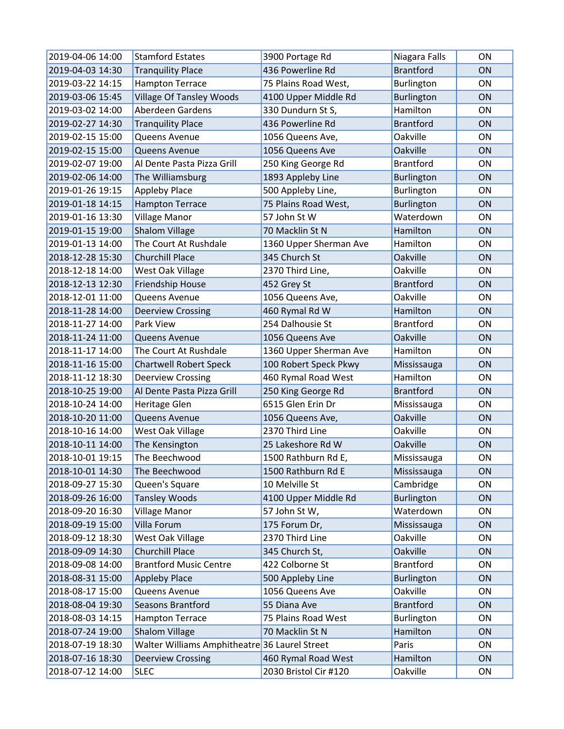| | | | | |
|---|---|---|---|---|
| 2019-04-06 14:00 | Stamford Estates | 3900 Portage Rd | Niagara Falls | ON |
| 2019-04-03 14:30 | Tranquility Place | 436 Powerline Rd | Brantford | ON |
| 2019-03-22 14:15 | Hampton Terrace | 75 Plains Road West, | Burlington | ON |
| 2019-03-06 15:45 | Village Of Tansley Woods | 4100 Upper Middle Rd | Burlington | ON |
| 2019-03-02 14:00 | Aberdeen Gardens | 330 Dundurn St S, | Hamilton | ON |
| 2019-02-27 14:30 | Tranquility Place | 436 Powerline Rd | Brantford | ON |
| 2019-02-15 15:00 | Queens Avenue | 1056 Queens Ave, | Oakville | ON |
| 2019-02-15 15:00 | Queens Avenue | 1056 Queens Ave | Oakville | ON |
| 2019-02-07 19:00 | Al Dente Pasta Pizza Grill | 250 King George Rd | Brantford | ON |
| 2019-02-06 14:00 | The Williamsburg | 1893 Appleby Line | Burlington | ON |
| 2019-01-26 19:15 | Appleby Place | 500 Appleby Line, | Burlington | ON |
| 2019-01-18 14:15 | Hampton Terrace | 75 Plains Road West, | Burlington | ON |
| 2019-01-16 13:30 | Village Manor | 57 John St W | Waterdown | ON |
| 2019-01-15 19:00 | Shalom Village | 70 Macklin St N | Hamilton | ON |
| 2019-01-13 14:00 | The Court At Rushdale | 1360 Upper Sherman Ave | Hamilton | ON |
| 2018-12-28 15:30 | Churchill Place | 345 Church St | Oakville | ON |
| 2018-12-18 14:00 | West Oak Village | 2370 Third Line, | Oakville | ON |
| 2018-12-13 12:30 | Friendship House | 452 Grey St | Brantford | ON |
| 2018-12-01 11:00 | Queens Avenue | 1056 Queens Ave, | Oakville | ON |
| 2018-11-28 14:00 | Deerview Crossing | 460 Rymal Rd W | Hamilton | ON |
| 2018-11-27 14:00 | Park View | 254 Dalhousie St | Brantford | ON |
| 2018-11-24 11:00 | Queens Avenue | 1056 Queens Ave | Oakville | ON |
| 2018-11-17 14:00 | The Court At Rushdale | 1360 Upper Sherman Ave | Hamilton | ON |
| 2018-11-16 15:00 | Chartwell Robert Speck | 100 Robert Speck Pkwy | Mississauga | ON |
| 2018-11-12 18:30 | Deerview Crossing | 460 Rymal Road West | Hamilton | ON |
| 2018-10-25 19:00 | Al Dente Pasta Pizza Grill | 250 King George Rd | Brantford | ON |
| 2018-10-24 14:00 | Heritage Glen | 6515 Glen Erin Dr | Mississauga | ON |
| 2018-10-20 11:00 | Queens Avenue | 1056 Queens Ave, | Oakville | ON |
| 2018-10-16 14:00 | West Oak Village | 2370 Third Line | Oakville | ON |
| 2018-10-11 14:00 | The Kensington | 25 Lakeshore Rd W | Oakville | ON |
| 2018-10-01 19:15 | The Beechwood | 1500 Rathburn Rd E, | Mississauga | ON |
| 2018-10-01 14:30 | The Beechwood | 1500 Rathburn Rd E | Mississauga | ON |
| 2018-09-27 15:30 | Queen's Square | 10 Melville St | Cambridge | ON |
| 2018-09-26 16:00 | Tansley Woods | 4100 Upper Middle Rd | Burlington | ON |
| 2018-09-20 16:30 | Village Manor | 57 John St W, | Waterdown | ON |
| 2018-09-19 15:00 | Villa Forum | 175 Forum Dr, | Mississauga | ON |
| 2018-09-12 18:30 | West Oak Village | 2370 Third Line | Oakville | ON |
| 2018-09-09 14:30 | Churchill Place | 345 Church St, | Oakville | ON |
| 2018-09-08 14:00 | Brantford Music Centre | 422 Colborne St | Brantford | ON |
| 2018-08-31 15:00 | Appleby Place | 500 Appleby Line | Burlington | ON |
| 2018-08-17 15:00 | Queens Avenue | 1056 Queens Ave | Oakville | ON |
| 2018-08-04 19:30 | Seasons Brantford | 55 Diana Ave | Brantford | ON |
| 2018-08-03 14:15 | Hampton Terrace | 75 Plains Road West | Burlington | ON |
| 2018-07-24 19:00 | Shalom Village | 70 Macklin St N | Hamilton | ON |
| 2018-07-19 18:30 | Walter Williams Amphitheatre | 36 Laurel Street | Paris | ON |
| 2018-07-16 18:30 | Deerview Crossing | 460 Rymal Road West | Hamilton | ON |
| 2018-07-12 14:00 | SLEC | 2030 Bristol Cir #120 | Oakville | ON |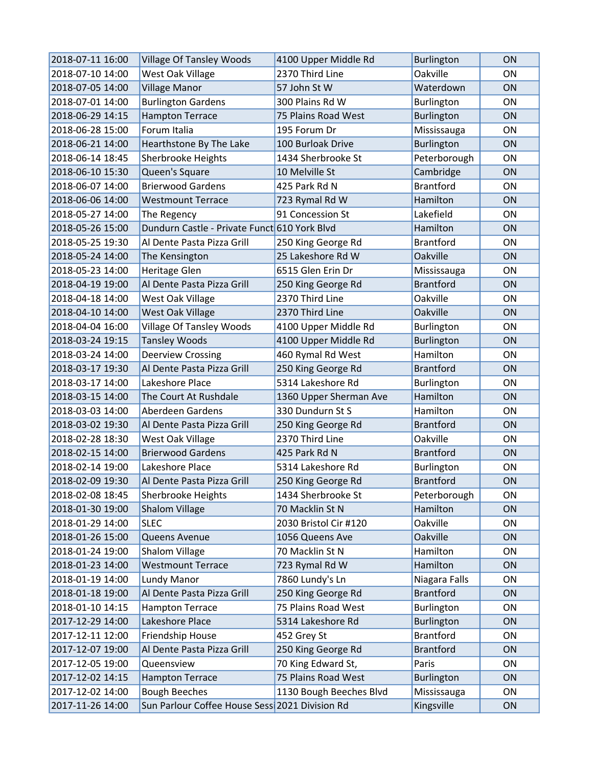| 2018-07-11 16:00 | Village Of Tansley Woods | 4100 Upper Middle Rd | Burlington | ON |
|---|---|---|---|---|
| 2018-07-10 14:00 | West Oak Village | 2370 Third Line | Oakville | ON |
| 2018-07-05 14:00 | Village Manor | 57 John St W | Waterdown | ON |
| 2018-07-01 14:00 | Burlington Gardens | 300 Plains Rd W | Burlington | ON |
| 2018-06-29 14:15 | Hampton Terrace | 75 Plains Road West | Burlington | ON |
| 2018-06-28 15:00 | Forum Italia | 195 Forum Dr | Mississauga | ON |
| 2018-06-21 14:00 | Hearthstone By The Lake | 100 Burloak Drive | Burlington | ON |
| 2018-06-14 18:45 | Sherbrooke Heights | 1434 Sherbrooke St | Peterborough | ON |
| 2018-06-10 15:30 | Queen's Square | 10 Melville St | Cambridge | ON |
| 2018-06-07 14:00 | Brierwood Gardens | 425 Park Rd N | Brantford | ON |
| 2018-06-06 14:00 | Westmount Terrace | 723 Rymal Rd W | Hamilton | ON |
| 2018-05-27 14:00 | The Regency | 91 Concession St | Lakefield | ON |
| 2018-05-26 15:00 | Dundurn Castle - Private Funct | 610 York Blvd | Hamilton | ON |
| 2018-05-25 19:30 | Al Dente Pasta Pizza Grill | 250 King George Rd | Brantford | ON |
| 2018-05-24 14:00 | The Kensington | 25 Lakeshore Rd W | Oakville | ON |
| 2018-05-23 14:00 | Heritage Glen | 6515 Glen Erin Dr | Mississauga | ON |
| 2018-04-19 19:00 | Al Dente Pasta Pizza Grill | 250 King George Rd | Brantford | ON |
| 2018-04-18 14:00 | West Oak Village | 2370 Third Line | Oakville | ON |
| 2018-04-10 14:00 | West Oak Village | 2370 Third Line | Oakville | ON |
| 2018-04-04 16:00 | Village Of Tansley Woods | 4100 Upper Middle Rd | Burlington | ON |
| 2018-03-24 19:15 | Tansley Woods | 4100 Upper Middle Rd | Burlington | ON |
| 2018-03-24 14:00 | Deerview Crossing | 460 Rymal Rd West | Hamilton | ON |
| 2018-03-17 19:30 | Al Dente Pasta Pizza Grill | 250 King George Rd | Brantford | ON |
| 2018-03-17 14:00 | Lakeshore Place | 5314 Lakeshore Rd | Burlington | ON |
| 2018-03-15 14:00 | The Court At Rushdale | 1360 Upper Sherman Ave | Hamilton | ON |
| 2018-03-03 14:00 | Aberdeen Gardens | 330 Dundurn St S | Hamilton | ON |
| 2018-03-02 19:30 | Al Dente Pasta Pizza Grill | 250 King George Rd | Brantford | ON |
| 2018-02-28 18:30 | West Oak Village | 2370 Third Line | Oakville | ON |
| 2018-02-15 14:00 | Brierwood Gardens | 425 Park Rd N | Brantford | ON |
| 2018-02-14 19:00 | Lakeshore Place | 5314 Lakeshore Rd | Burlington | ON |
| 2018-02-09 19:30 | Al Dente Pasta Pizza Grill | 250 King George Rd | Brantford | ON |
| 2018-02-08 18:45 | Sherbrooke Heights | 1434 Sherbrooke St | Peterborough | ON |
| 2018-01-30 19:00 | Shalom Village | 70 Macklin St N | Hamilton | ON |
| 2018-01-29 14:00 | SLEC | 2030 Bristol Cir #120 | Oakville | ON |
| 2018-01-26 15:00 | Queens Avenue | 1056 Queens Ave | Oakville | ON |
| 2018-01-24 19:00 | Shalom Village | 70 Macklin St N | Hamilton | ON |
| 2018-01-23 14:00 | Westmount Terrace | 723 Rymal Rd W | Hamilton | ON |
| 2018-01-19 14:00 | Lundy Manor | 7860 Lundy's Ln | Niagara Falls | ON |
| 2018-01-18 19:00 | Al Dente Pasta Pizza Grill | 250 King George Rd | Brantford | ON |
| 2018-01-10 14:15 | Hampton Terrace | 75 Plains Road West | Burlington | ON |
| 2017-12-29 14:00 | Lakeshore Place | 5314 Lakeshore Rd | Burlington | ON |
| 2017-12-11 12:00 | Friendship House | 452 Grey St | Brantford | ON |
| 2017-12-07 19:00 | Al Dente Pasta Pizza Grill | 250 King George Rd | Brantford | ON |
| 2017-12-05 19:00 | Queensview | 70 King Edward St, | Paris | ON |
| 2017-12-02 14:15 | Hampton Terrace | 75 Plains Road West | Burlington | ON |
| 2017-12-02 14:00 | Bough Beeches | 1130 Bough Beeches Blvd | Mississauga | ON |
| 2017-11-26 14:00 | Sun Parlour Coffee House Sess | 2021 Division Rd | Kingsville | ON |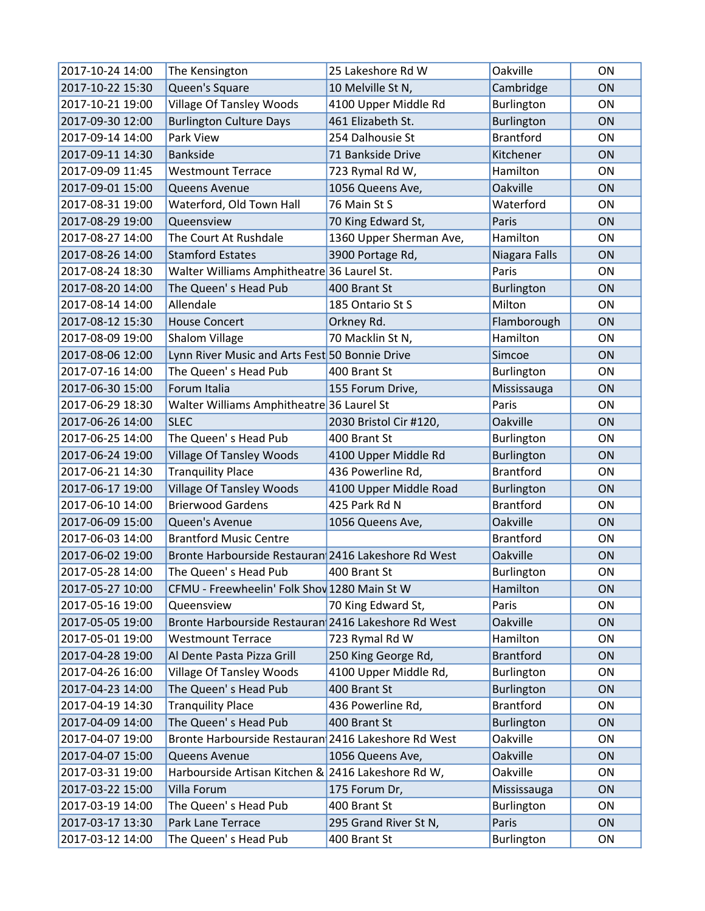| | | | | |
|---|---|---|---|---|
| 2017-10-24 14:00 | The Kensington | 25 Lakeshore Rd W | Oakville | ON |
| 2017-10-22 15:30 | Queen's Square | 10 Melville St N, | Cambridge | ON |
| 2017-10-21 19:00 | Village Of Tansley Woods | 4100 Upper Middle Rd | Burlington | ON |
| 2017-09-30 12:00 | Burlington Culture Days | 461 Elizabeth St. | Burlington | ON |
| 2017-09-14 14:00 | Park View | 254 Dalhousie St | Brantford | ON |
| 2017-09-11 14:30 | Bankside | 71 Bankside Drive | Kitchener | ON |
| 2017-09-09 11:45 | Westmount Terrace | 723 Rymal Rd W, | Hamilton | ON |
| 2017-09-01 15:00 | Queens Avenue | 1056 Queens Ave, | Oakville | ON |
| 2017-08-31 19:00 | Waterford, Old Town Hall | 76 Main St S | Waterford | ON |
| 2017-08-29 19:00 | Queensview | 70 King Edward St, | Paris | ON |
| 2017-08-27 14:00 | The Court At Rushdale | 1360 Upper Sherman Ave, | Hamilton | ON |
| 2017-08-26 14:00 | Stamford Estates | 3900 Portage Rd, | Niagara Falls | ON |
| 2017-08-24 18:30 | Walter Williams Amphitheatre | 36 Laurel St. | Paris | ON |
| 2017-08-20 14:00 | The Queen' s Head Pub | 400 Brant St | Burlington | ON |
| 2017-08-14 14:00 | Allendale | 185 Ontario St S | Milton | ON |
| 2017-08-12 15:30 | House Concert | Orkney Rd. | Flamborough | ON |
| 2017-08-09 19:00 | Shalom Village | 70 Macklin St N, | Hamilton | ON |
| 2017-08-06 12:00 | Lynn River Music and Arts Fest | 50 Bonnie Drive | Simcoe | ON |
| 2017-07-16 14:00 | The Queen' s Head Pub | 400 Brant St | Burlington | ON |
| 2017-06-30 15:00 | Forum Italia | 155 Forum Drive, | Mississauga | ON |
| 2017-06-29 18:30 | Walter Williams Amphitheatre | 36 Laurel St | Paris | ON |
| 2017-06-26 14:00 | SLEC | 2030 Bristol Cir #120, | Oakville | ON |
| 2017-06-25 14:00 | The Queen' s Head Pub | 400 Brant St | Burlington | ON |
| 2017-06-24 19:00 | Village Of Tansley Woods | 4100 Upper Middle Rd | Burlington | ON |
| 2017-06-21 14:30 | Tranquility Place | 436 Powerline Rd, | Brantford | ON |
| 2017-06-17 19:00 | Village Of Tansley Woods | 4100 Upper Middle Road | Burlington | ON |
| 2017-06-10 14:00 | Brierwood Gardens | 425 Park Rd N | Brantford | ON |
| 2017-06-09 15:00 | Queen's Avenue | 1056 Queens Ave, | Oakville | ON |
| 2017-06-03 14:00 | Brantford Music Centre | | Brantford | ON |
| 2017-06-02 19:00 | Bronte Harbourside Restaurant | 2416 Lakeshore Rd West | Oakville | ON |
| 2017-05-28 14:00 | The Queen' s Head Pub | 400 Brant St | Burlington | ON |
| 2017-05-27 10:00 | CFMU - Freewheelin' Folk Show | 1280 Main St W | Hamilton | ON |
| 2017-05-16 19:00 | Queensview | 70 King Edward St, | Paris | ON |
| 2017-05-05 19:00 | Bronte Harbourside Restaurant | 2416 Lakeshore Rd West | Oakville | ON |
| 2017-05-01 19:00 | Westmount Terrace | 723 Rymal Rd W | Hamilton | ON |
| 2017-04-28 19:00 | Al Dente Pasta Pizza Grill | 250 King George Rd, | Brantford | ON |
| 2017-04-26 16:00 | Village Of Tansley Woods | 4100 Upper Middle Rd, | Burlington | ON |
| 2017-04-23 14:00 | The Queen' s Head Pub | 400 Brant St | Burlington | ON |
| 2017-04-19 14:30 | Tranquility Place | 436 Powerline Rd, | Brantford | ON |
| 2017-04-09 14:00 | The Queen' s Head Pub | 400 Brant St | Burlington | ON |
| 2017-04-07 19:00 | Bronte Harbourside Restaurant | 2416 Lakeshore Rd West | Oakville | ON |
| 2017-04-07 15:00 | Queens Avenue | 1056 Queens Ave, | Oakville | ON |
| 2017-03-31 19:00 | Harbourside Artisan Kitchen & | 2416 Lakeshore Rd W, | Oakville | ON |
| 2017-03-22 15:00 | Villa Forum | 175 Forum Dr, | Mississauga | ON |
| 2017-03-19 14:00 | The Queen' s Head Pub | 400 Brant St | Burlington | ON |
| 2017-03-17 13:30 | Park Lane Terrace | 295 Grand River St N, | Paris | ON |
| 2017-03-12 14:00 | The Queen' s Head Pub | 400 Brant St | Burlington | ON |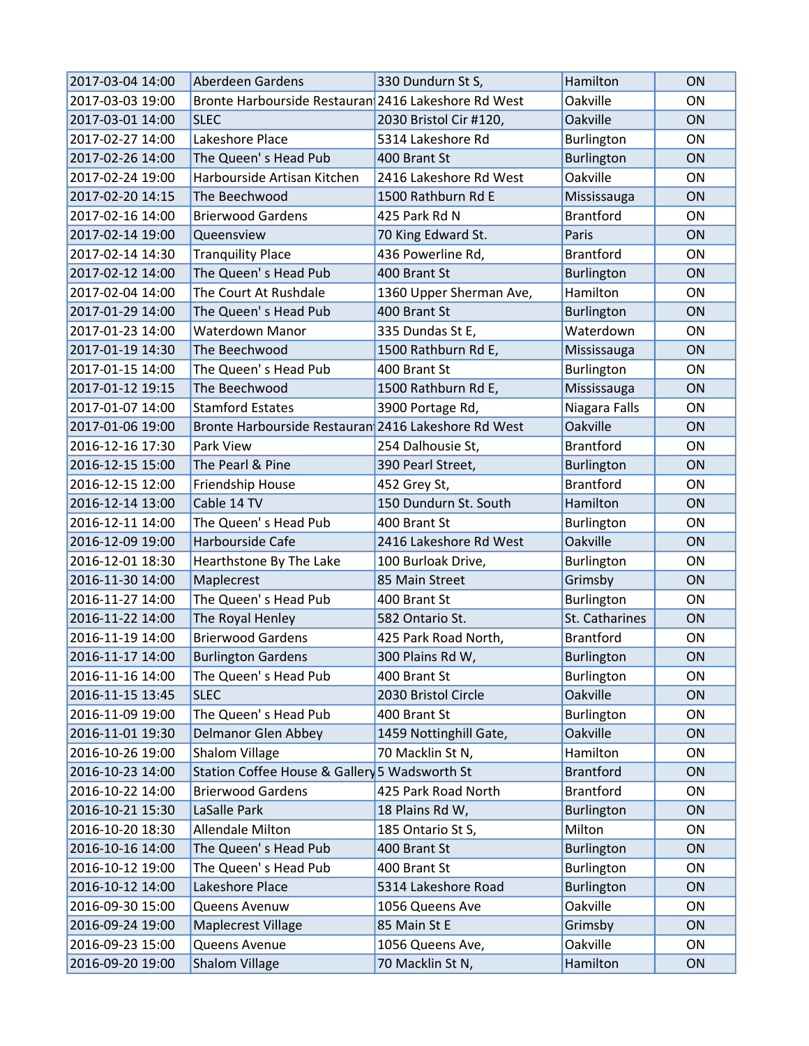| 2017-03-04 14:00 | Aberdeen Gardens | 330 Dundurn St S, | Hamilton | ON |
|---|---|---|---|---|
| 2017-03-03 19:00 | Bronte Harbourside Restaurant | 2416 Lakeshore Rd West | Oakville | ON |
| 2017-03-01 14:00 | SLEC | 2030 Bristol Cir #120, | Oakville | ON |
| 2017-02-27 14:00 | Lakeshore Place | 5314 Lakeshore Rd | Burlington | ON |
| 2017-02-26 14:00 | The Queen' s Head Pub | 400 Brant St | Burlington | ON |
| 2017-02-24 19:00 | Harbourside Artisan Kitchen | 2416 Lakeshore Rd West | Oakville | ON |
| 2017-02-20 14:15 | The Beechwood | 1500 Rathburn Rd E | Mississauga | ON |
| 2017-02-16 14:00 | Brierwood Gardens | 425 Park Rd N | Brantford | ON |
| 2017-02-14 19:00 | Queensview | 70 King Edward St. | Paris | ON |
| 2017-02-14 14:30 | Tranquility Place | 436 Powerline Rd, | Brantford | ON |
| 2017-02-12 14:00 | The Queen' s Head Pub | 400 Brant St | Burlington | ON |
| 2017-02-04 14:00 | The Court At Rushdale | 1360 Upper Sherman Ave, | Hamilton | ON |
| 2017-01-29 14:00 | The Queen' s Head Pub | 400 Brant St | Burlington | ON |
| 2017-01-23 14:00 | Waterdown Manor | 335 Dundas St E, | Waterdown | ON |
| 2017-01-19 14:30 | The Beechwood | 1500 Rathburn Rd E, | Mississauga | ON |
| 2017-01-15 14:00 | The Queen' s Head Pub | 400 Brant St | Burlington | ON |
| 2017-01-12 19:15 | The Beechwood | 1500 Rathburn Rd E, | Mississauga | ON |
| 2017-01-07 14:00 | Stamford Estates | 3900 Portage Rd, | Niagara Falls | ON |
| 2017-01-06 19:00 | Bronte Harbourside Restaurant | 2416 Lakeshore Rd West | Oakville | ON |
| 2016-12-16 17:30 | Park View | 254 Dalhousie St, | Brantford | ON |
| 2016-12-15 15:00 | The Pearl & Pine | 390 Pearl Street, | Burlington | ON |
| 2016-12-15 12:00 | Friendship House | 452 Grey St, | Brantford | ON |
| 2016-12-14 13:00 | Cable 14 TV | 150 Dundurn St. South | Hamilton | ON |
| 2016-12-11 14:00 | The Queen' s Head Pub | 400 Brant St | Burlington | ON |
| 2016-12-09 19:00 | Harbourside Cafe | 2416 Lakeshore Rd West | Oakville | ON |
| 2016-12-01 18:30 | Hearthstone By The Lake | 100 Burloak Drive, | Burlington | ON |
| 2016-11-30 14:00 | Maplecrest | 85 Main Street | Grimsby | ON |
| 2016-11-27 14:00 | The Queen' s Head Pub | 400 Brant St | Burlington | ON |
| 2016-11-22 14:00 | The Royal Henley | 582 Ontario St. | St. Catharines | ON |
| 2016-11-19 14:00 | Brierwood Gardens | 425 Park Road North, | Brantford | ON |
| 2016-11-17 14:00 | Burlington Gardens | 300 Plains Rd W, | Burlington | ON |
| 2016-11-16 14:00 | The Queen' s Head Pub | 400 Brant St | Burlington | ON |
| 2016-11-15 13:45 | SLEC | 2030 Bristol Circle | Oakville | ON |
| 2016-11-09 19:00 | The Queen' s Head Pub | 400 Brant St | Burlington | ON |
| 2016-11-01 19:30 | Delmanor Glen Abbey | 1459 Nottinghill Gate, | Oakville | ON |
| 2016-10-26 19:00 | Shalom Village | 70 Macklin St N, | Hamilton | ON |
| 2016-10-23 14:00 | Station Coffee House & Gallery | 5 Wadsworth St | Brantford | ON |
| 2016-10-22 14:00 | Brierwood Gardens | 425 Park Road North | Brantford | ON |
| 2016-10-21 15:30 | LaSalle Park | 18 Plains Rd W, | Burlington | ON |
| 2016-10-20 18:30 | Allendale Milton | 185 Ontario St S, | Milton | ON |
| 2016-10-16 14:00 | The Queen' s Head Pub | 400 Brant St | Burlington | ON |
| 2016-10-12 19:00 | The Queen' s Head Pub | 400 Brant St | Burlington | ON |
| 2016-10-12 14:00 | Lakeshore Place | 5314 Lakeshore Road | Burlington | ON |
| 2016-09-30 15:00 | Queens Avenuw | 1056 Queens Ave | Oakville | ON |
| 2016-09-24 19:00 | Maplecrest Village | 85 Main St E | Grimsby | ON |
| 2016-09-23 15:00 | Queens Avenue | 1056 Queens Ave, | Oakville | ON |
| 2016-09-20 19:00 | Shalom Village | 70 Macklin St N, | Hamilton | ON |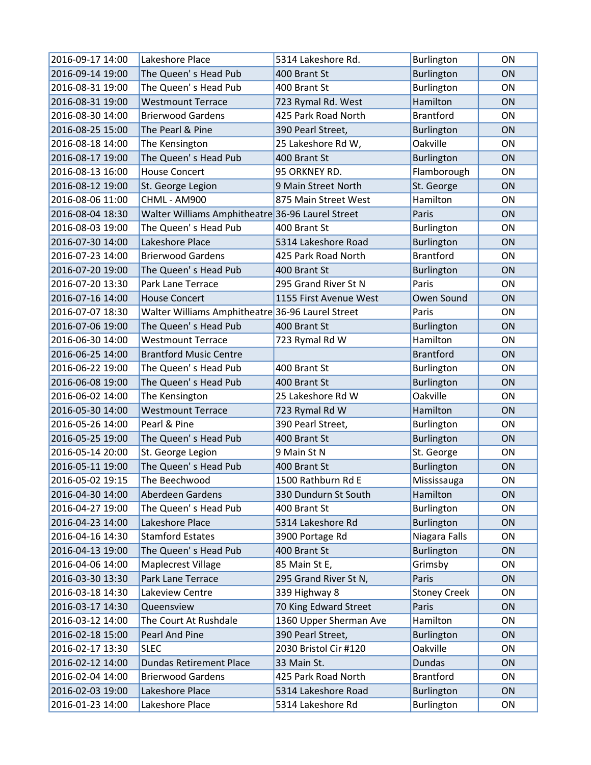| 2016-09-17 14:00 | Lakeshore Place | 5314 Lakeshore Rd. | Burlington | ON |
|---|---|---|---|---|
| 2016-09-14 19:00 | The Queen' s Head Pub | 400 Brant St | Burlington | ON |
| 2016-08-31 19:00 | The Queen' s Head Pub | 400 Brant St | Burlington | ON |
| 2016-08-31 19:00 | Westmount Terrace | 723 Rymal Rd. West | Hamilton | ON |
| 2016-08-30 14:00 | Brierwood Gardens | 425 Park Road North | Brantford | ON |
| 2016-08-25 15:00 | The Pearl & Pine | 390 Pearl Street, | Burlington | ON |
| 2016-08-18 14:00 | The Kensington | 25 Lakeshore Rd W, | Oakville | ON |
| 2016-08-17 19:00 | The Queen' s Head Pub | 400 Brant St | Burlington | ON |
| 2016-08-13 16:00 | House Concert | 95 ORKNEY RD. | Flamborough | ON |
| 2016-08-12 19:00 | St. George Legion | 9 Main Street North | St. George | ON |
| 2016-08-06 11:00 | CHML - AM900 | 875 Main Street West | Hamilton | ON |
| 2016-08-04 18:30 | Walter Williams Amphitheatre | 36-96 Laurel Street | Paris | ON |
| 2016-08-03 19:00 | The Queen' s Head Pub | 400 Brant St | Burlington | ON |
| 2016-07-30 14:00 | Lakeshore Place | 5314 Lakeshore Road | Burlington | ON |
| 2016-07-23 14:00 | Brierwood Gardens | 425 Park Road North | Brantford | ON |
| 2016-07-20 19:00 | The Queen' s Head Pub | 400 Brant St | Burlington | ON |
| 2016-07-20 13:30 | Park Lane Terrace | 295 Grand River St N | Paris | ON |
| 2016-07-16 14:00 | House Concert | 1155 First Avenue West | Owen Sound | ON |
| 2016-07-07 18:30 | Walter Williams Amphitheatre | 36-96 Laurel Street | Paris | ON |
| 2016-07-06 19:00 | The Queen' s Head Pub | 400 Brant St | Burlington | ON |
| 2016-06-30 14:00 | Westmount Terrace | 723 Rymal Rd W | Hamilton | ON |
| 2016-06-25 14:00 | Brantford Music Centre | | Brantford | ON |
| 2016-06-22 19:00 | The Queen' s Head Pub | 400 Brant St | Burlington | ON |
| 2016-06-08 19:00 | The Queen' s Head Pub | 400 Brant St | Burlington | ON |
| 2016-06-02 14:00 | The Kensington | 25 Lakeshore Rd W | Oakville | ON |
| 2016-05-30 14:00 | Westmount Terrace | 723 Rymal Rd W | Hamilton | ON |
| 2016-05-26 14:00 | Pearl & Pine | 390 Pearl Street, | Burlington | ON |
| 2016-05-25 19:00 | The Queen' s Head Pub | 400 Brant St | Burlington | ON |
| 2016-05-14 20:00 | St. George Legion | 9 Main St N | St. George | ON |
| 2016-05-11 19:00 | The Queen' s Head Pub | 400 Brant St | Burlington | ON |
| 2016-05-02 19:15 | The Beechwood | 1500 Rathburn Rd E | Mississauga | ON |
| 2016-04-30 14:00 | Aberdeen Gardens | 330 Dundurn St South | Hamilton | ON |
| 2016-04-27 19:00 | The Queen' s Head Pub | 400 Brant St | Burlington | ON |
| 2016-04-23 14:00 | Lakeshore Place | 5314 Lakeshore Rd | Burlington | ON |
| 2016-04-16 14:30 | Stamford Estates | 3900 Portage Rd | Niagara Falls | ON |
| 2016-04-13 19:00 | The Queen' s Head Pub | 400 Brant St | Burlington | ON |
| 2016-04-06 14:00 | Maplecrest Village | 85 Main St E, | Grimsby | ON |
| 2016-03-30 13:30 | Park Lane Terrace | 295 Grand River St N, | Paris | ON |
| 2016-03-18 14:30 | Lakeview Centre | 339 Highway 8 | Stoney Creek | ON |
| 2016-03-17 14:30 | Queensview | 70 King Edward Street | Paris | ON |
| 2016-03-12 14:00 | The Court At Rushdale | 1360 Upper Sherman Ave | Hamilton | ON |
| 2016-02-18 15:00 | Pearl And Pine | 390 Pearl Street, | Burlington | ON |
| 2016-02-17 13:30 | SLEC | 2030 Bristol Cir #120 | Oakville | ON |
| 2016-02-12 14:00 | Dundas Retirement Place | 33 Main St. | Dundas | ON |
| 2016-02-04 14:00 | Brierwood Gardens | 425 Park Road North | Brantford | ON |
| 2016-02-03 19:00 | Lakeshore Place | 5314 Lakeshore Road | Burlington | ON |
| 2016-01-23 14:00 | Lakeshore Place | 5314 Lakeshore Rd | Burlington | ON |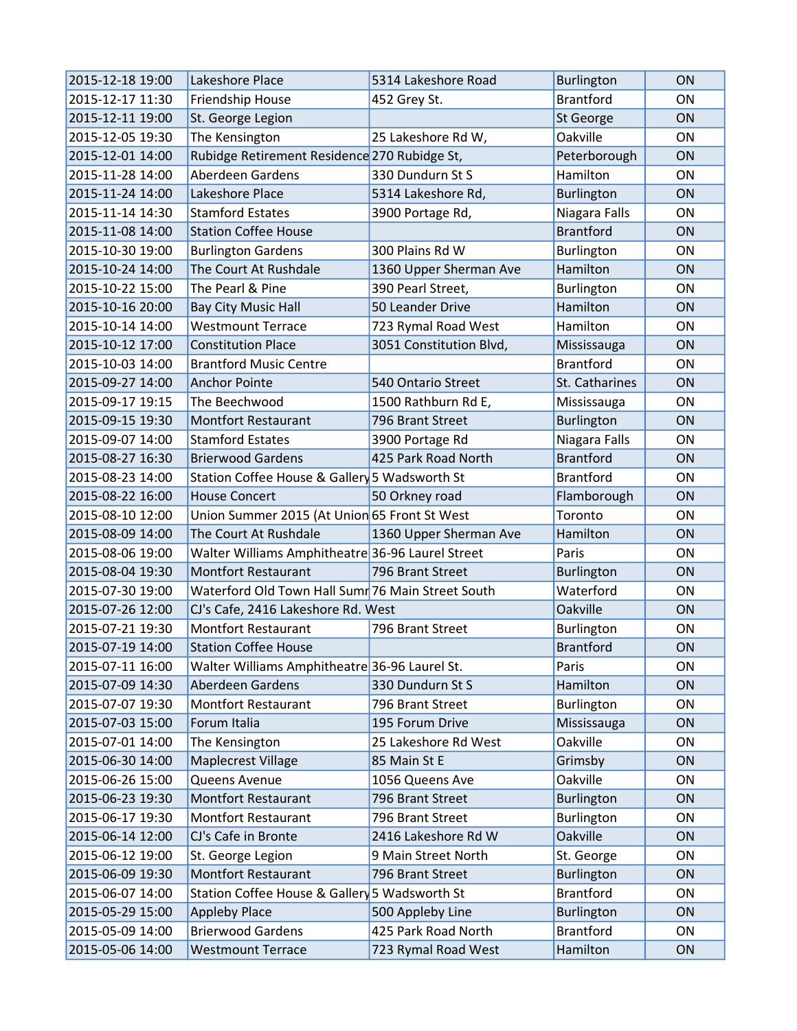| 2015-12-18 19:00 | Lakeshore Place | 5314 Lakeshore Road | Burlington | ON |
|---|---|---|---|---|
| 2015-12-17 11:30 | Friendship House | 452 Grey St. | Brantford | ON |
| 2015-12-11 19:00 | St. George Legion | | St George | ON |
| 2015-12-05 19:30 | The Kensington | 25 Lakeshore Rd W, | Oakville | ON |
| 2015-12-01 14:00 | Rubidge Retirement Residence | 270 Rubidge St, | Peterborough | ON |
| 2015-11-28 14:00 | Aberdeen Gardens | 330 Dundurn St S | Hamilton | ON |
| 2015-11-24 14:00 | Lakeshore Place | 5314 Lakeshore Rd, | Burlington | ON |
| 2015-11-14 14:30 | Stamford Estates | 3900 Portage Rd, | Niagara Falls | ON |
| 2015-11-08 14:00 | Station Coffee House | | Brantford | ON |
| 2015-10-30 19:00 | Burlington Gardens | 300 Plains Rd W | Burlington | ON |
| 2015-10-24 14:00 | The Court At Rushdale | 1360 Upper Sherman Ave | Hamilton | ON |
| 2015-10-22 15:00 | The Pearl & Pine | 390 Pearl Street, | Burlington | ON |
| 2015-10-16 20:00 | Bay City Music Hall | 50 Leander Drive | Hamilton | ON |
| 2015-10-14 14:00 | Westmount Terrace | 723 Rymal Road West | Hamilton | ON |
| 2015-10-12 17:00 | Constitution Place | 3051 Constitution Blvd, | Mississauga | ON |
| 2015-10-03 14:00 | Brantford Music Centre | | Brantford | ON |
| 2015-09-27 14:00 | Anchor Pointe | 540 Ontario Street | St. Catharines | ON |
| 2015-09-17 19:15 | The Beechwood | 1500 Rathburn Rd E, | Mississauga | ON |
| 2015-09-15 19:30 | Montfort Restaurant | 796 Brant Street | Burlington | ON |
| 2015-09-07 14:00 | Stamford Estates | 3900 Portage Rd | Niagara Falls | ON |
| 2015-08-27 16:30 | Brierwood Gardens | 425 Park Road North | Brantford | ON |
| 2015-08-23 14:00 | Station Coffee House & Gallery | 5 Wadsworth St | Brantford | ON |
| 2015-08-22 16:00 | House Concert | 50 Orkney road | Flamborough | ON |
| 2015-08-10 12:00 | Union Summer 2015 (At Union | 65 Front St West | Toronto | ON |
| 2015-08-09 14:00 | The Court At Rushdale | 1360 Upper Sherman Ave | Hamilton | ON |
| 2015-08-06 19:00 | Walter Williams Amphitheatre | 36-96 Laurel Street | Paris | ON |
| 2015-08-04 19:30 | Montfort Restaurant | 796 Brant Street | Burlington | ON |
| 2015-07-30 19:00 | Waterford Old Town Hall Sumr | 76 Main Street South | Waterford | ON |
| 2015-07-26 12:00 | CJ's Cafe, 2416 Lakeshore Rd. West | | Oakville | ON |
| 2015-07-21 19:30 | Montfort Restaurant | 796 Brant Street | Burlington | ON |
| 2015-07-19 14:00 | Station Coffee House | | Brantford | ON |
| 2015-07-11 16:00 | Walter Williams Amphitheatre | 36-96 Laurel St. | Paris | ON |
| 2015-07-09 14:30 | Aberdeen Gardens | 330 Dundurn St S | Hamilton | ON |
| 2015-07-07 19:30 | Montfort Restaurant | 796 Brant Street | Burlington | ON |
| 2015-07-03 15:00 | Forum Italia | 195 Forum Drive | Mississauga | ON |
| 2015-07-01 14:00 | The Kensington | 25 Lakeshore Rd West | Oakville | ON |
| 2015-06-30 14:00 | Maplecrest Village | 85 Main St E | Grimsby | ON |
| 2015-06-26 15:00 | Queens Avenue | 1056 Queens Ave | Oakville | ON |
| 2015-06-23 19:30 | Montfort Restaurant | 796 Brant Street | Burlington | ON |
| 2015-06-17 19:30 | Montfort Restaurant | 796 Brant Street | Burlington | ON |
| 2015-06-14 12:00 | CJ's Cafe in Bronte | 2416 Lakeshore Rd W | Oakville | ON |
| 2015-06-12 19:00 | St. George Legion | 9 Main Street North | St. George | ON |
| 2015-06-09 19:30 | Montfort Restaurant | 796 Brant Street | Burlington | ON |
| 2015-06-07 14:00 | Station Coffee House & Gallery | 5 Wadsworth St | Brantford | ON |
| 2015-05-29 15:00 | Appleby Place | 500 Appleby Line | Burlington | ON |
| 2015-05-09 14:00 | Brierwood Gardens | 425 Park Road North | Brantford | ON |
| 2015-05-06 14:00 | Westmount Terrace | 723 Rymal Road West | Hamilton | ON |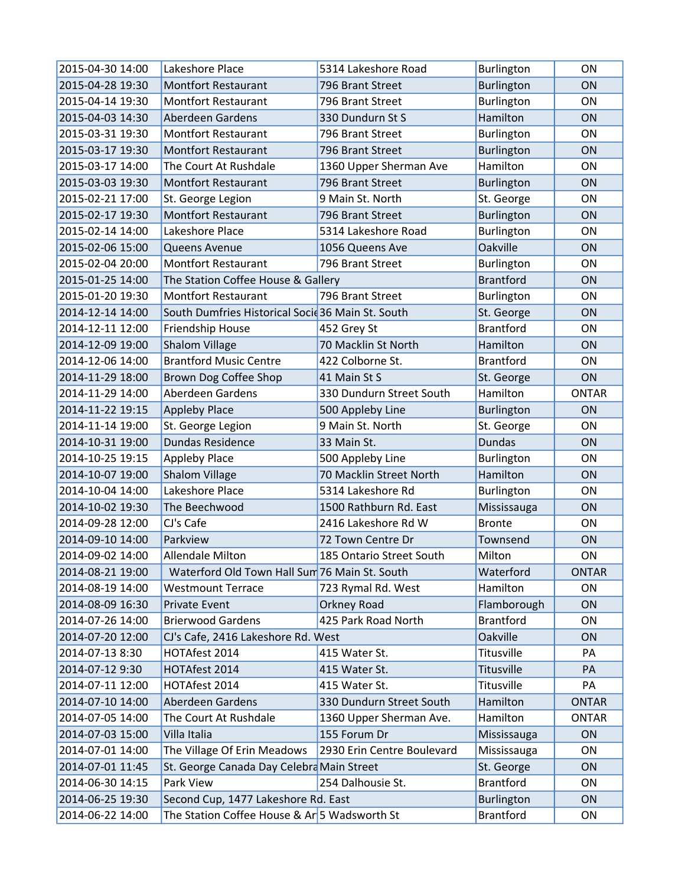| | | | | |
|---|---|---|---|---|
| 2015-04-30 14:00 | Lakeshore Place | 5314 Lakeshore Road | Burlington | ON |
| 2015-04-28 19:30 | Montfort Restaurant | 796 Brant Street | Burlington | ON |
| 2015-04-14 19:30 | Montfort Restaurant | 796 Brant Street | Burlington | ON |
| 2015-04-03 14:30 | Aberdeen Gardens | 330 Dundurn St S | Hamilton | ON |
| 2015-03-31 19:30 | Montfort Restaurant | 796 Brant Street | Burlington | ON |
| 2015-03-17 19:30 | Montfort Restaurant | 796 Brant Street | Burlington | ON |
| 2015-03-17 14:00 | The Court At Rushdale | 1360 Upper Sherman Ave | Hamilton | ON |
| 2015-03-03 19:30 | Montfort Restaurant | 796 Brant Street | Burlington | ON |
| 2015-02-21 17:00 | St. George Legion | 9 Main St. North | St. George | ON |
| 2015-02-17 19:30 | Montfort Restaurant | 796 Brant Street | Burlington | ON |
| 2015-02-14 14:00 | Lakeshore Place | 5314 Lakeshore Road | Burlington | ON |
| 2015-02-06 15:00 | Queens Avenue | 1056 Queens Ave | Oakville | ON |
| 2015-02-04 20:00 | Montfort Restaurant | 796 Brant Street | Burlington | ON |
| 2015-01-25 14:00 | The Station Coffee House & Gallery | | Brantford | ON |
| 2015-01-20 19:30 | Montfort Restaurant | 796 Brant Street | Burlington | ON |
| 2014-12-14 14:00 | South Dumfries Historical Socie | 36 Main St. South | St. George | ON |
| 2014-12-11 12:00 | Friendship House | 452 Grey St | Brantford | ON |
| 2014-12-09 19:00 | Shalom Village | 70 Macklin St North | Hamilton | ON |
| 2014-12-06 14:00 | Brantford Music Centre | 422 Colborne St. | Brantford | ON |
| 2014-11-29 18:00 | Brown Dog Coffee Shop | 41 Main St S | St. George | ON |
| 2014-11-29 14:00 | Aberdeen Gardens | 330 Dundurn Street South | Hamilton | ONTAR |
| 2014-11-22 19:15 | Appleby Place | 500 Appleby Line | Burlington | ON |
| 2014-11-14 19:00 | St. George Legion | 9 Main St. North | St. George | ON |
| 2014-10-31 19:00 | Dundas Residence | 33 Main St. | Dundas | ON |
| 2014-10-25 19:15 | Appleby Place | 500 Appleby Line | Burlington | ON |
| 2014-10-07 19:00 | Shalom Village | 70 Macklin Street North | Hamilton | ON |
| 2014-10-04 14:00 | Lakeshore Place | 5314 Lakeshore Rd | Burlington | ON |
| 2014-10-02 19:30 | The Beechwood | 1500 Rathburn Rd. East | Mississauga | ON |
| 2014-09-28 12:00 | CJ's Cafe | 2416 Lakeshore Rd W | Bronte | ON |
| 2014-09-10 14:00 | Parkview | 72 Town Centre Dr | Townsend | ON |
| 2014-09-02 14:00 | Allendale Milton | 185 Ontario Street South | Milton | ON |
| 2014-08-21 19:00 | Waterford Old Town Hall Sum | 76 Main St. South | Waterford | ONTAR |
| 2014-08-19 14:00 | Westmount Terrace | 723 Rymal Rd. West | Hamilton | ON |
| 2014-08-09 16:30 | Private Event | Orkney Road | Flamborough | ON |
| 2014-07-26 14:00 | Brierwood Gardens | 425 Park Road North | Brantford | ON |
| 2014-07-20 12:00 | CJ's Cafe, 2416 Lakeshore Rd. West | | Oakville | ON |
| 2014-07-13 8:30 | HOTAfest 2014 | 415 Water St. | Titusville | PA |
| 2014-07-12 9:30 | HOTAfest 2014 | 415 Water St. | Titusville | PA |
| 2014-07-11 12:00 | HOTAfest 2014 | 415 Water St. | Titusville | PA |
| 2014-07-10 14:00 | Aberdeen Gardens | 330 Dundurn Street South | Hamilton | ONTAR |
| 2014-07-05 14:00 | The Court At Rushdale | 1360 Upper Sherman Ave. | Hamilton | ONTAR |
| 2014-07-03 15:00 | Villa Italia | 155 Forum Dr | Mississauga | ON |
| 2014-07-01 14:00 | The Village Of Erin Meadows | 2930 Erin Centre Boulevard | Mississauga | ON |
| 2014-07-01 11:45 | St. George Canada Day Celebra | Main Street | St. George | ON |
| 2014-06-30 14:15 | Park View | 254 Dalhousie St. | Brantford | ON |
| 2014-06-25 19:30 | Second Cup, 1477 Lakeshore Rd. East | | Burlington | ON |
| 2014-06-22 14:00 | The Station Coffee House & Ar | 5 Wadsworth St | Brantford | ON |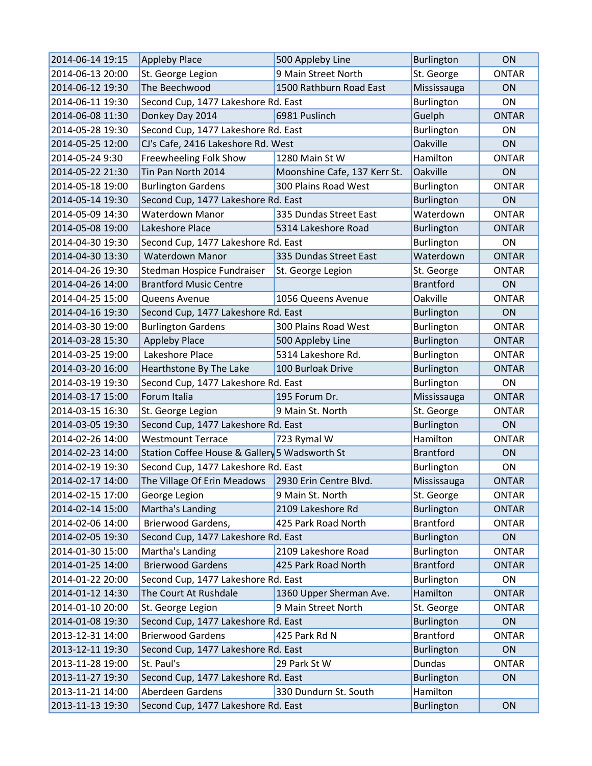| | | | | |
|---|---|---|---|---|
| 2014-06-14 19:15 | Appleby Place | 500 Appleby Line | Burlington | ON |
| 2014-06-13 20:00 | St. George Legion | 9 Main Street North | St. George | ONTAR |
| 2014-06-12 19:30 | The Beechwood | 1500 Rathburn Road East | Mississauga | ON |
| 2014-06-11 19:30 | Second Cup, 1477 Lakeshore Rd. East | | Burlington | ON |
| 2014-06-08 11:30 | Donkey Day 2014 | 6981 Puslinch | Guelph | ONTAR |
| 2014-05-28 19:30 | Second Cup, 1477 Lakeshore Rd. East | | Burlington | ON |
| 2014-05-25 12:00 | CJ's Cafe, 2416 Lakeshore Rd. West | | Oakville | ON |
| 2014-05-24 9:30 | Freewheeling Folk Show | 1280 Main St W | Hamilton | ONTAR |
| 2014-05-22 21:30 | Tin Pan North 2014 | Moonshine Cafe, 137 Kerr St. | Oakville | ON |
| 2014-05-18 19:00 | Burlington Gardens | 300 Plains Road West | Burlington | ONTAR |
| 2014-05-14 19:30 | Second Cup, 1477 Lakeshore Rd. East | | Burlington | ON |
| 2014-05-09 14:30 | Waterdown Manor | 335 Dundas Street East | Waterdown | ONTAR |
| 2014-05-08 19:00 | Lakeshore Place | 5314 Lakeshore Road | Burlington | ONTAR |
| 2014-04-30 19:30 | Second Cup, 1477 Lakeshore Rd. East | | Burlington | ON |
| 2014-04-30 13:30 | Waterdown Manor | 335 Dundas Street East | Waterdown | ONTAR |
| 2014-04-26 19:30 | Stedman Hospice Fundraiser | St. George Legion | St. George | ONTAR |
| 2014-04-26 14:00 | Brantford Music Centre | | Brantford | ON |
| 2014-04-25 15:00 | Queens Avenue | 1056 Queens Avenue | Oakville | ONTAR |
| 2014-04-16 19:30 | Second Cup, 1477 Lakeshore Rd. East | | Burlington | ON |
| 2014-03-30 19:00 | Burlington Gardens | 300 Plains Road West | Burlington | ONTAR |
| 2014-03-28 15:30 | Appleby Place | 500 Appleby Line | Burlington | ONTAR |
| 2014-03-25 19:00 | Lakeshore Place | 5314 Lakeshore Rd. | Burlington | ONTAR |
| 2014-03-20 16:00 | Hearthstone By The Lake | 100 Burloak Drive | Burlington | ONTAR |
| 2014-03-19 19:30 | Second Cup, 1477 Lakeshore Rd. East | | Burlington | ON |
| 2014-03-17 15:00 | Forum Italia | 195 Forum Dr. | Mississauga | ONTAR |
| 2014-03-15 16:30 | St. George Legion | 9 Main St. North | St. George | ONTAR |
| 2014-03-05 19:30 | Second Cup, 1477 Lakeshore Rd. East | | Burlington | ON |
| 2014-02-26 14:00 | Westmount Terrace | 723 Rymal W | Hamilton | ONTAR |
| 2014-02-23 14:00 | Station Coffee House & Gallery | 5 Wadsworth St | Brantford | ON |
| 2014-02-19 19:30 | Second Cup, 1477 Lakeshore Rd. East | | Burlington | ON |
| 2014-02-17 14:00 | The Village Of Erin Meadows | 2930 Erin Centre Blvd. | Mississauga | ONTAR |
| 2014-02-15 17:00 | George Legion | 9 Main St. North | St. George | ONTAR |
| 2014-02-14 15:00 | Martha's Landing | 2109 Lakeshore Rd | Burlington | ONTAR |
| 2014-02-06 14:00 | Brierwood Gardens, | 425 Park Road North | Brantford | ONTAR |
| 2014-02-05 19:30 | Second Cup, 1477 Lakeshore Rd. East | | Burlington | ON |
| 2014-01-30 15:00 | Martha's Landing | 2109 Lakeshore Road | Burlington | ONTAR |
| 2014-01-25 14:00 | Brierwood Gardens | 425 Park Road North | Brantford | ONTAR |
| 2014-01-22 20:00 | Second Cup, 1477 Lakeshore Rd. East | | Burlington | ON |
| 2014-01-12 14:30 | The Court At Rushdale | 1360 Upper Sherman Ave. | Hamilton | ONTAR |
| 2014-01-10 20:00 | St. George Legion | 9 Main Street North | St. George | ONTAR |
| 2014-01-08 19:30 | Second Cup, 1477 Lakeshore Rd. East | | Burlington | ON |
| 2013-12-31 14:00 | Brierwood Gardens | 425 Park Rd N | Brantford | ONTAR |
| 2013-12-11 19:30 | Second Cup, 1477 Lakeshore Rd. East | | Burlington | ON |
| 2013-11-28 19:00 | St. Paul's | 29 Park St W | Dundas | ONTAR |
| 2013-11-27 19:30 | Second Cup, 1477 Lakeshore Rd. East | | Burlington | ON |
| 2013-11-21 14:00 | Aberdeen Gardens | 330 Dundurn St. South | Hamilton | |
| 2013-11-13 19:30 | Second Cup, 1477 Lakeshore Rd. East | | Burlington | ON |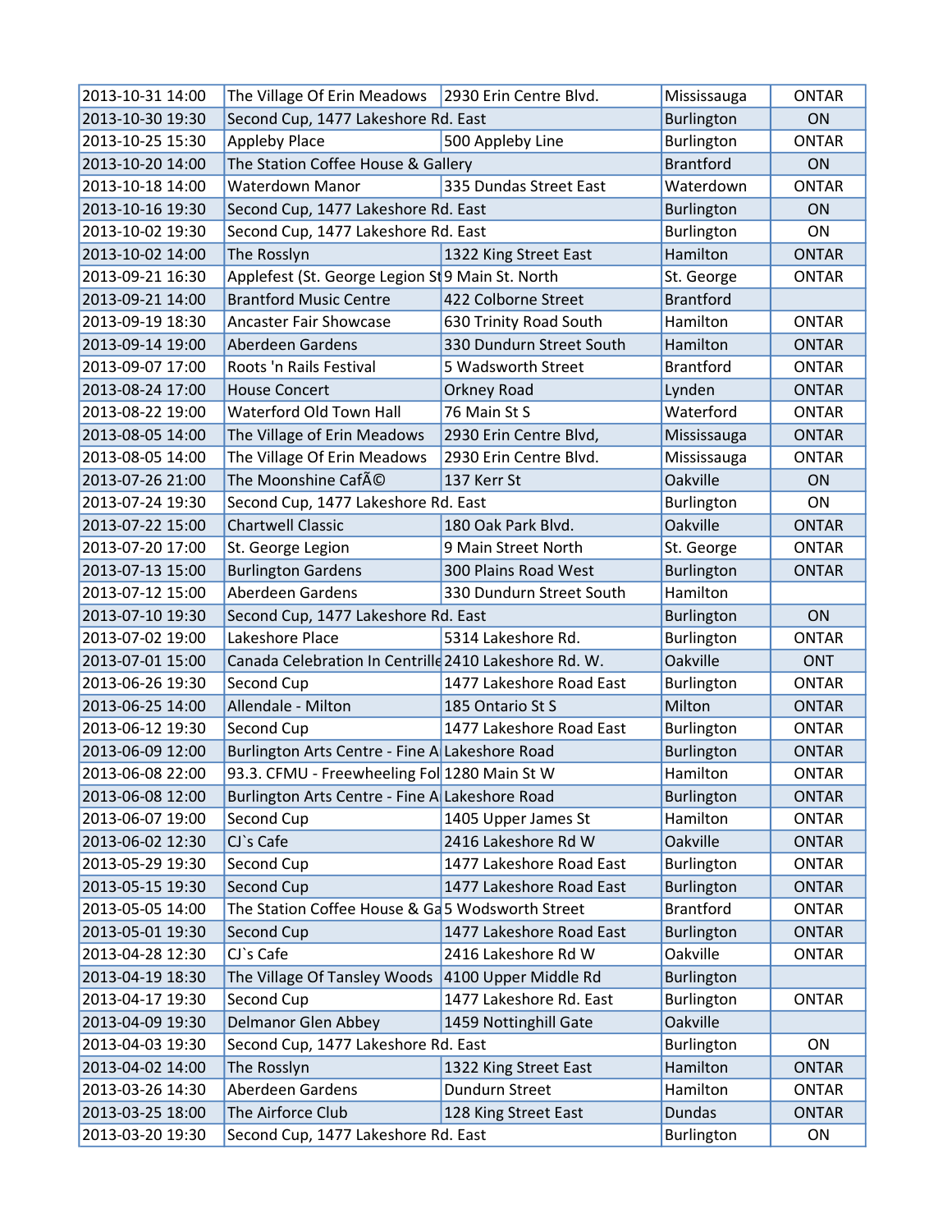| | | | | |
|---|---|---|---|---|
| 2013-10-31 14:00 | The Village Of Erin Meadows | 2930 Erin Centre Blvd. | Mississauga | ONTAR |
| 2013-10-30 19:30 | Second Cup, 1477 Lakeshore Rd. East | | Burlington | ON |
| 2013-10-25 15:30 | Appleby Place | 500 Appleby Line | Burlington | ONTAR |
| 2013-10-20 14:00 | The Station Coffee House & Gallery | | Brantford | ON |
| 2013-10-18 14:00 | Waterdown Manor | 335 Dundas Street East | Waterdown | ONTAR |
| 2013-10-16 19:30 | Second Cup, 1477 Lakeshore Rd. East | | Burlington | ON |
| 2013-10-02 19:30 | Second Cup, 1477 Lakeshore Rd. East | | Burlington | ON |
| 2013-10-02 14:00 | The Rosslyn | 1322 King Street East | Hamilton | ONTAR |
| 2013-09-21 16:30 | Applefest (St. George Legion St | 9 Main St. North | St. George | ONTAR |
| 2013-09-21 14:00 | Brantford Music Centre | 422 Colborne Street | Brantford | |
| 2013-09-19 18:30 | Ancaster Fair Showcase | 630 Trinity Road South | Hamilton | ONTAR |
| 2013-09-14 19:00 | Aberdeen Gardens | 330 Dundurn Street South | Hamilton | ONTAR |
| 2013-09-07 17:00 | Roots 'n Rails Festival | 5 Wadsworth Street | Brantford | ONTAR |
| 2013-08-24 17:00 | House Concert | Orkney Road | Lynden | ONTAR |
| 2013-08-22 19:00 | Waterford Old Town Hall | 76 Main St S | Waterford | ONTAR |
| 2013-08-05 14:00 | The Village of Erin Meadows | 2930 Erin Centre Blvd, | Mississauga | ONTAR |
| 2013-08-05 14:00 | The Village Of Erin Meadows | 2930 Erin Centre Blvd. | Mississauga | ONTAR |
| 2013-07-26 21:00 | The Moonshine CafÃ© | 137 Kerr St | Oakville | ON |
| 2013-07-24 19:30 | Second Cup, 1477 Lakeshore Rd. East | | Burlington | ON |
| 2013-07-22 15:00 | Chartwell Classic | 180 Oak Park Blvd. | Oakville | ONTAR |
| 2013-07-20 17:00 | St. George Legion | 9 Main Street North | St. George | ONTAR |
| 2013-07-13 15:00 | Burlington Gardens | 300 Plains Road West | Burlington | ONTAR |
| 2013-07-12 15:00 | Aberdeen Gardens | 330 Dundurn Street South | Hamilton | |
| 2013-07-10 19:30 | Second Cup, 1477 Lakeshore Rd. East | | Burlington | ON |
| 2013-07-02 19:00 | Lakeshore Place | 5314 Lakeshore Rd. | Burlington | ONTAR |
| 2013-07-01 15:00 | Canada Celebration In Centrille | 2410 Lakeshore Rd. W. | Oakville | ONT |
| 2013-06-26 19:30 | Second Cup | 1477 Lakeshore Road East | Burlington | ONTAR |
| 2013-06-25 14:00 | Allendale - Milton | 185 Ontario St S | Milton | ONTAR |
| 2013-06-12 19:30 | Second Cup | 1477 Lakeshore Road East | Burlington | ONTAR |
| 2013-06-09 12:00 | Burlington Arts Centre - Fine A | Lakeshore Road | Burlington | ONTAR |
| 2013-06-08 22:00 | 93.3. CFMU - Freewheeling Fol | 1280 Main St W | Hamilton | ONTAR |
| 2013-06-08 12:00 | Burlington Arts Centre - Fine A | Lakeshore Road | Burlington | ONTAR |
| 2013-06-07 19:00 | Second Cup | 1405 Upper James St | Hamilton | ONTAR |
| 2013-06-02 12:30 | CJ`s Cafe | 2416 Lakeshore Rd W | Oakville | ONTAR |
| 2013-05-29 19:30 | Second Cup | 1477 Lakeshore Road East | Burlington | ONTAR |
| 2013-05-15 19:30 | Second Cup | 1477 Lakeshore Road East | Burlington | ONTAR |
| 2013-05-05 14:00 | The Station Coffee House & Ga | 5 Wodsworth Street | Brantford | ONTAR |
| 2013-05-01 19:30 | Second Cup | 1477 Lakeshore Road East | Burlington | ONTAR |
| 2013-04-28 12:30 | CJ`s Cafe | 2416 Lakeshore Rd W | Oakville | ONTAR |
| 2013-04-19 18:30 | The Village Of Tansley Woods | 4100 Upper Middle Rd | Burlington | |
| 2013-04-17 19:30 | Second Cup | 1477 Lakeshore Rd. East | Burlington | ONTAR |
| 2013-04-09 19:30 | Delmanor Glen Abbey | 1459 Nottinghill Gate | Oakville | |
| 2013-04-03 19:30 | Second Cup, 1477 Lakeshore Rd. East | | Burlington | ON |
| 2013-04-02 14:00 | The Rosslyn | 1322 King Street East | Hamilton | ONTAR |
| 2013-03-26 14:30 | Aberdeen Gardens | Dundurn Street | Hamilton | ONTAR |
| 2013-03-25 18:00 | The Airforce Club | 128 King Street East | Dundas | ONTAR |
| 2013-03-20 19:30 | Second Cup, 1477 Lakeshore Rd. East | | Burlington | ON |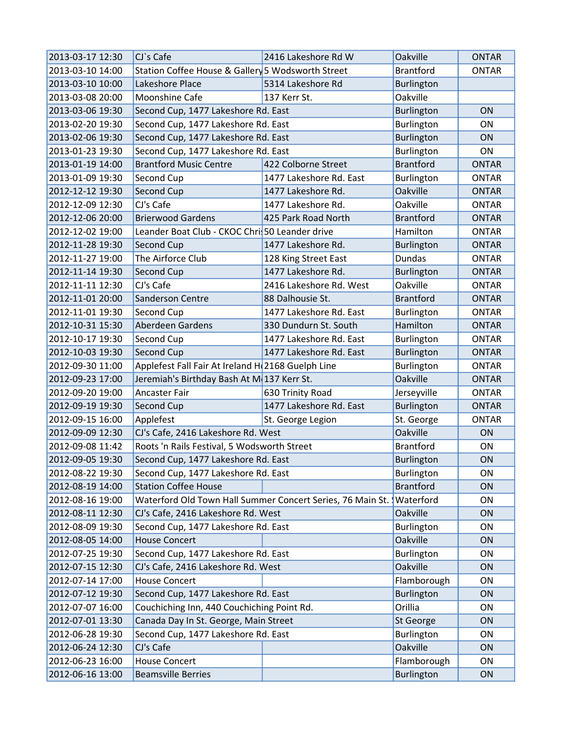| 2013-03-17 12:30 | CJ`s Cafe | 2416 Lakeshore Rd W | Oakville | ONTAR |
|---|---|---|---|---|
| 2013-03-10 14:00 | Station Coffee House & Gallery | 5 Wodsworth Street | Brantford | ONTAR |
| 2013-03-10 10:00 | Lakeshore Place | 5314 Lakeshore Rd | Burlington | |
| 2013-03-08 20:00 | Moonshine Cafe | 137 Kerr St. | Oakville | |
| 2013-03-06 19:30 | Second Cup, 1477 Lakeshore Rd. East | | Burlington | ON |
| 2013-02-20 19:30 | Second Cup, 1477 Lakeshore Rd. East | | Burlington | ON |
| 2013-02-06 19:30 | Second Cup, 1477 Lakeshore Rd. East | | Burlington | ON |
| 2013-01-23 19:30 | Second Cup, 1477 Lakeshore Rd. East | | Burlington | ON |
| 2013-01-19 14:00 | Brantford Music Centre | 422 Colborne Street | Brantford | ONTAR |
| 2013-01-09 19:30 | Second Cup | 1477 Lakeshore Rd. East | Burlington | ONTAR |
| 2012-12-12 19:30 | Second Cup | 1477 Lakeshore Rd. | Oakville | ONTAR |
| 2012-12-09 12:30 | CJ's Cafe | 1477 Lakeshore Rd. | Oakville | ONTAR |
| 2012-12-06 20:00 | Brierwood Gardens | 425 Park Road North | Brantford | ONTAR |
| 2012-12-02 19:00 | Leander Boat Club - CKOC Chri | 50 Leander drive | Hamilton | ONTAR |
| 2012-11-28 19:30 | Second Cup | 1477 Lakeshore Rd. | Burlington | ONTAR |
| 2012-11-27 19:00 | The Airforce Club | 128 King Street East | Dundas | ONTAR |
| 2012-11-14 19:30 | Second Cup | 1477 Lakeshore Rd. | Burlington | ONTAR |
| 2012-11-11 12:30 | CJ's Cafe | 2416 Lakeshore Rd. West | Oakville | ONTAR |
| 2012-11-01 20:00 | Sanderson Centre | 88 Dalhousie St. | Brantford | ONTAR |
| 2012-11-01 19:30 | Second Cup | 1477 Lakeshore Rd. East | Burlington | ONTAR |
| 2012-10-31 15:30 | Aberdeen Gardens | 330 Dundurn St. South | Hamilton | ONTAR |
| 2012-10-17 19:30 | Second Cup | 1477 Lakeshore Rd. East | Burlington | ONTAR |
| 2012-10-03 19:30 | Second Cup | 1477 Lakeshore Rd. East | Burlington | ONTAR |
| 2012-09-30 11:00 | Applefest Fall Fair At Ireland H | 2168 Guelph Line | Burlington | ONTAR |
| 2012-09-23 17:00 | Jeremiah's Birthday Bash At M | 137 Kerr St. | Oakville | ONTAR |
| 2012-09-20 19:00 | Ancaster Fair | 630 Trinity Road | Jerseyville | ONTAR |
| 2012-09-19 19:30 | Second Cup | 1477 Lakeshore Rd. East | Burlington | ONTAR |
| 2012-09-15 16:00 | Applefest | St. George Legion | St. George | ONTAR |
| 2012-09-09 12:30 | CJ's Cafe, 2416 Lakeshore Rd. West | | Oakville | ON |
| 2012-09-08 11:42 | Roots 'n Rails Festival, 5 Wodsworth Street | | Brantford | ON |
| 2012-09-05 19:30 | Second Cup, 1477 Lakeshore Rd. East | | Burlington | ON |
| 2012-08-22 19:30 | Second Cup, 1477 Lakeshore Rd. East | | Burlington | ON |
| 2012-08-19 14:00 | Station Coffee House | | Brantford | ON |
| 2012-08-16 19:00 | Waterford Old Town Hall Summer Concert Series, 76 Main St. S | | Waterford | ON |
| 2012-08-11 12:30 | CJ's Cafe, 2416 Lakeshore Rd. West | | Oakville | ON |
| 2012-08-09 19:30 | Second Cup, 1477 Lakeshore Rd. East | | Burlington | ON |
| 2012-08-05 14:00 | House Concert | | Oakville | ON |
| 2012-07-25 19:30 | Second Cup, 1477 Lakeshore Rd. East | | Burlington | ON |
| 2012-07-15 12:30 | CJ's Cafe, 2416 Lakeshore Rd. West | | Oakville | ON |
| 2012-07-14 17:00 | House Concert | | Flamborough | ON |
| 2012-07-12 19:30 | Second Cup, 1477 Lakeshore Rd. East | | Burlington | ON |
| 2012-07-07 16:00 | Couchiching Inn, 440 Couchiching Point Rd. | | Orillia | ON |
| 2012-07-01 13:30 | Canada Day In St. George, Main Street | | St George | ON |
| 2012-06-28 19:30 | Second Cup, 1477 Lakeshore Rd. East | | Burlington | ON |
| 2012-06-24 12:30 | CJ's Cafe | | Oakville | ON |
| 2012-06-23 16:00 | House Concert | | Flamborough | ON |
| 2012-06-16 13:00 | Beamsville Berries | | Burlington | ON |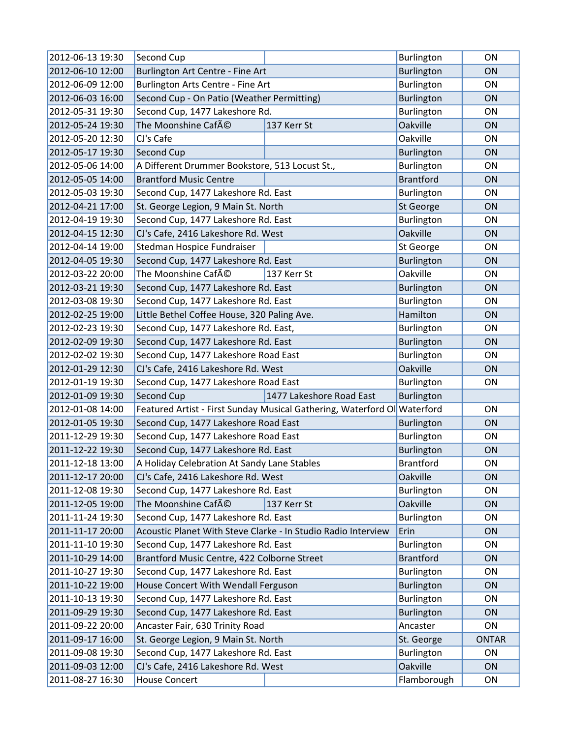| | | | | |
|---|---|---|---|---|
| 2012-06-13 19:30 | Second Cup | | Burlington | ON |
| 2012-06-10 12:00 | Burlington Art Centre - Fine Art | | Burlington | ON |
| 2012-06-09 12:00 | Burlington Arts Centre - Fine Art | | Burlington | ON |
| 2012-06-03 16:00 | Second Cup - On Patio (Weather Permitting) | | Burlington | ON |
| 2012-05-31 19:30 | Second Cup, 1477 Lakeshore Rd. | | Burlington | ON |
| 2012-05-24 19:30 | The Moonshine CafÃ© | 137 Kerr St | Oakville | ON |
| 2012-05-20 12:30 | CJ's Cafe | | Oakville | ON |
| 2012-05-17 19:30 | Second Cup | | Burlington | ON |
| 2012-05-06 14:00 | A Different Drummer Bookstore, 513 Locust St., | | Burlington | ON |
| 2012-05-05 14:00 | Brantford Music Centre | | Brantford | ON |
| 2012-05-03 19:30 | Second Cup, 1477 Lakeshore Rd. East | | Burlington | ON |
| 2012-04-21 17:00 | St. George Legion, 9 Main St. North | | St George | ON |
| 2012-04-19 19:30 | Second Cup, 1477 Lakeshore Rd. East | | Burlington | ON |
| 2012-04-15 12:30 | CJ's Cafe, 2416 Lakeshore Rd. West | | Oakville | ON |
| 2012-04-14 19:00 | Stedman Hospice Fundraiser | | St George | ON |
| 2012-04-05 19:30 | Second Cup, 1477 Lakeshore Rd. East | | Burlington | ON |
| 2012-03-22 20:00 | The Moonshine CafÃ© | 137 Kerr St | Oakville | ON |
| 2012-03-21 19:30 | Second Cup, 1477 Lakeshore Rd. East | | Burlington | ON |
| 2012-03-08 19:30 | Second Cup, 1477 Lakeshore Rd. East | | Burlington | ON |
| 2012-02-25 19:00 | Little Bethel Coffee House, 320 Paling Ave. | | Hamilton | ON |
| 2012-02-23 19:30 | Second Cup, 1477 Lakeshore Rd. East, | | Burlington | ON |
| 2012-02-09 19:30 | Second Cup, 1477 Lakeshore Rd. East | | Burlington | ON |
| 2012-02-02 19:30 | Second Cup, 1477 Lakeshore Road East | | Burlington | ON |
| 2012-01-29 12:30 | CJ's Cafe, 2416 Lakeshore Rd. West | | Oakville | ON |
| 2012-01-19 19:30 | Second Cup, 1477 Lakeshore Road East | | Burlington | ON |
| 2012-01-09 19:30 | Second Cup | 1477 Lakeshore Road East | Burlington | |
| 2012-01-08 14:00 | Featured Artist - First Sunday Musical Gathering, Waterford Ol | | Waterford | ON |
| 2012-01-05 19:30 | Second Cup, 1477 Lakeshore Road East | | Burlington | ON |
| 2011-12-29 19:30 | Second Cup, 1477 Lakeshore Road East | | Burlington | ON |
| 2011-12-22 19:30 | Second Cup, 1477 Lakeshore Rd. East | | Burlington | ON |
| 2011-12-18 13:00 | A Holiday Celebration At Sandy Lane Stables | | Brantford | ON |
| 2011-12-17 20:00 | CJ's Cafe, 2416 Lakeshore Rd. West | | Oakville | ON |
| 2011-12-08 19:30 | Second Cup, 1477 Lakeshore Rd. East | | Burlington | ON |
| 2011-12-05 19:00 | The Moonshine CafÃ© | 137 Kerr St | Oakville | ON |
| 2011-11-24 19:30 | Second Cup, 1477 Lakeshore Rd. East | | Burlington | ON |
| 2011-11-17 20:00 | Acoustic Planet With Steve Clarke - In Studio Radio Interview | | Erin | ON |
| 2011-11-10 19:30 | Second Cup, 1477 Lakeshore Rd. East | | Burlington | ON |
| 2011-10-29 14:00 | Brantford Music Centre, 422 Colborne Street | | Brantford | ON |
| 2011-10-27 19:30 | Second Cup, 1477 Lakeshore Rd. East | | Burlington | ON |
| 2011-10-22 19:00 | House Concert With Wendall Ferguson | | Burlington | ON |
| 2011-10-13 19:30 | Second Cup, 1477 Lakeshore Rd. East | | Burlington | ON |
| 2011-09-29 19:30 | Second Cup, 1477 Lakeshore Rd. East | | Burlington | ON |
| 2011-09-22 20:00 | Ancaster Fair, 630 Trinity Road | | Ancaster | ON |
| 2011-09-17 16:00 | St. George Legion, 9 Main St. North | | St. George | ONTAR |
| 2011-09-08 19:30 | Second Cup, 1477 Lakeshore Rd. East | | Burlington | ON |
| 2011-09-03 12:00 | CJ's Cafe, 2416 Lakeshore Rd. West | | Oakville | ON |
| 2011-08-27 16:30 | House Concert | | Flamborough | ON |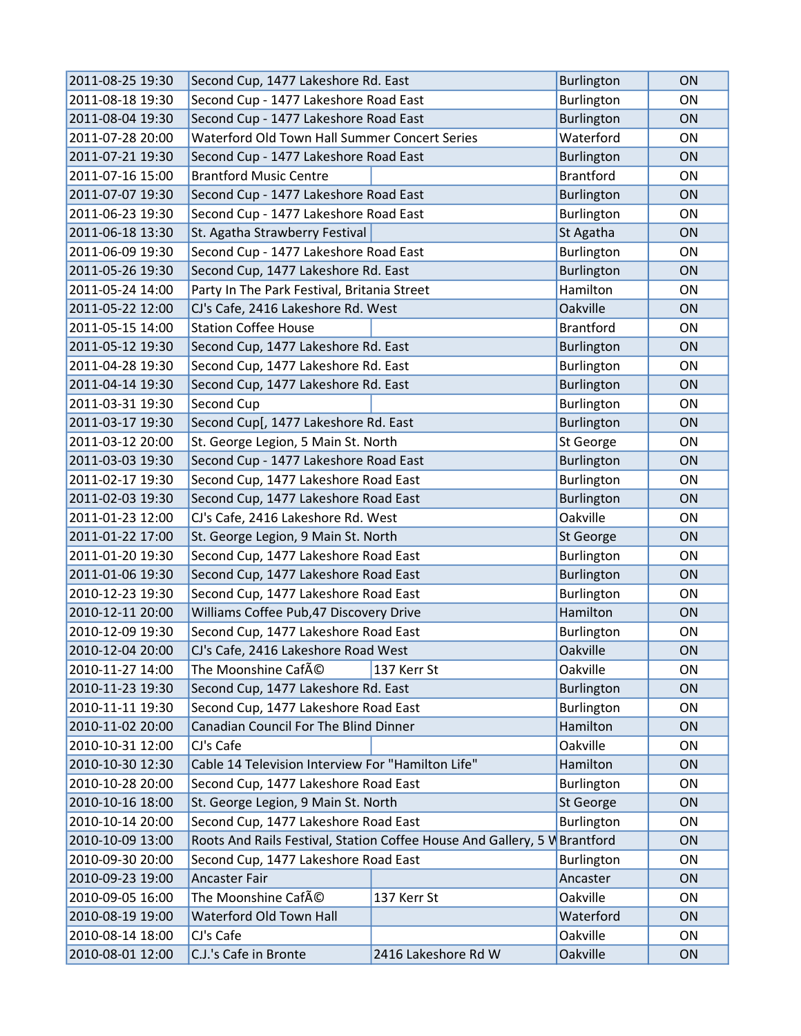| | | | | |
|---|---|---|---|---|
| 2011-08-25 19:30 | Second Cup, 1477 Lakeshore Rd. East | | Burlington | ON |
| 2011-08-18 19:30 | Second Cup - 1477 Lakeshore Road East | | Burlington | ON |
| 2011-08-04 19:30 | Second Cup - 1477 Lakeshore Road East | | Burlington | ON |
| 2011-07-28 20:00 | Waterford Old Town Hall Summer Concert Series | | Waterford | ON |
| 2011-07-21 19:30 | Second Cup - 1477 Lakeshore Road East | | Burlington | ON |
| 2011-07-16 15:00 | Brantford Music Centre | | Brantford | ON |
| 2011-07-07 19:30 | Second Cup - 1477 Lakeshore Road East | | Burlington | ON |
| 2011-06-23 19:30 | Second Cup - 1477 Lakeshore Road East | | Burlington | ON |
| 2011-06-18 13:30 | St. Agatha Strawberry Festival | | St Agatha | ON |
| 2011-06-09 19:30 | Second Cup - 1477 Lakeshore Road East | | Burlington | ON |
| 2011-05-26 19:30 | Second Cup, 1477 Lakeshore Rd. East | | Burlington | ON |
| 2011-05-24 14:00 | Party In The Park Festival, Britania Street | | Hamilton | ON |
| 2011-05-22 12:00 | CJ's Cafe, 2416 Lakeshore Rd. West | | Oakville | ON |
| 2011-05-15 14:00 | Station Coffee House | | Brantford | ON |
| 2011-05-12 19:30 | Second Cup, 1477 Lakeshore Rd. East | | Burlington | ON |
| 2011-04-28 19:30 | Second Cup, 1477 Lakeshore Rd. East | | Burlington | ON |
| 2011-04-14 19:30 | Second Cup, 1477 Lakeshore Rd. East | | Burlington | ON |
| 2011-03-31 19:30 | Second Cup | | Burlington | ON |
| 2011-03-17 19:30 | Second Cup[, 1477 Lakeshore Rd. East | | Burlington | ON |
| 2011-03-12 20:00 | St. George Legion, 5 Main St. North | | St George | ON |
| 2011-03-03 19:30 | Second Cup - 1477 Lakeshore Road East | | Burlington | ON |
| 2011-02-17 19:30 | Second Cup, 1477 Lakeshore Road East | | Burlington | ON |
| 2011-02-03 19:30 | Second Cup, 1477 Lakeshore Road East | | Burlington | ON |
| 2011-01-23 12:00 | CJ's Cafe, 2416 Lakeshore Rd. West | | Oakville | ON |
| 2011-01-22 17:00 | St. George Legion, 9 Main St. North | | St George | ON |
| 2011-01-20 19:30 | Second Cup, 1477 Lakeshore Road East | | Burlington | ON |
| 2011-01-06 19:30 | Second Cup, 1477 Lakeshore Road East | | Burlington | ON |
| 2010-12-23 19:30 | Second Cup, 1477 Lakeshore Road East | | Burlington | ON |
| 2010-12-11 20:00 | Williams Coffee Pub,47 Discovery Drive | | Hamilton | ON |
| 2010-12-09 19:30 | Second Cup, 1477 Lakeshore Road East | | Burlington | ON |
| 2010-12-04 20:00 | CJ's Cafe, 2416 Lakeshore Road West | | Oakville | ON |
| 2010-11-27 14:00 | The Moonshine CafÃ© | 137 Kerr St | Oakville | ON |
| 2010-11-23 19:30 | Second Cup, 1477 Lakeshore Rd. East | | Burlington | ON |
| 2010-11-11 19:30 | Second Cup, 1477 Lakeshore Road East | | Burlington | ON |
| 2010-11-02 20:00 | Canadian Council For The Blind Dinner | | Hamilton | ON |
| 2010-10-31 12:00 | CJ's Cafe | | Oakville | ON |
| 2010-10-30 12:30 | Cable 14 Television Interview For "Hamilton Life" | | Hamilton | ON |
| 2010-10-28 20:00 | Second Cup, 1477 Lakeshore Road East | | Burlington | ON |
| 2010-10-16 18:00 | St. George Legion, 9 Main St. North | | St George | ON |
| 2010-10-14 20:00 | Second Cup, 1477 Lakeshore Road East | | Burlington | ON |
| 2010-10-09 13:00 | Roots And Rails Festival, Station Coffee House And Gallery, 5 W | | Brantford | ON |
| 2010-09-30 20:00 | Second Cup, 1477 Lakeshore Road East | | Burlington | ON |
| 2010-09-23 19:00 | Ancaster Fair | | Ancaster | ON |
| 2010-09-05 16:00 | The Moonshine CafÃ© | 137 Kerr St | Oakville | ON |
| 2010-08-19 19:00 | Waterford Old Town Hall | | Waterford | ON |
| 2010-08-14 18:00 | CJ's Cafe | | Oakville | ON |
| 2010-08-01 12:00 | C.J.'s Cafe in Bronte | 2416 Lakeshore Rd W | Oakville | ON |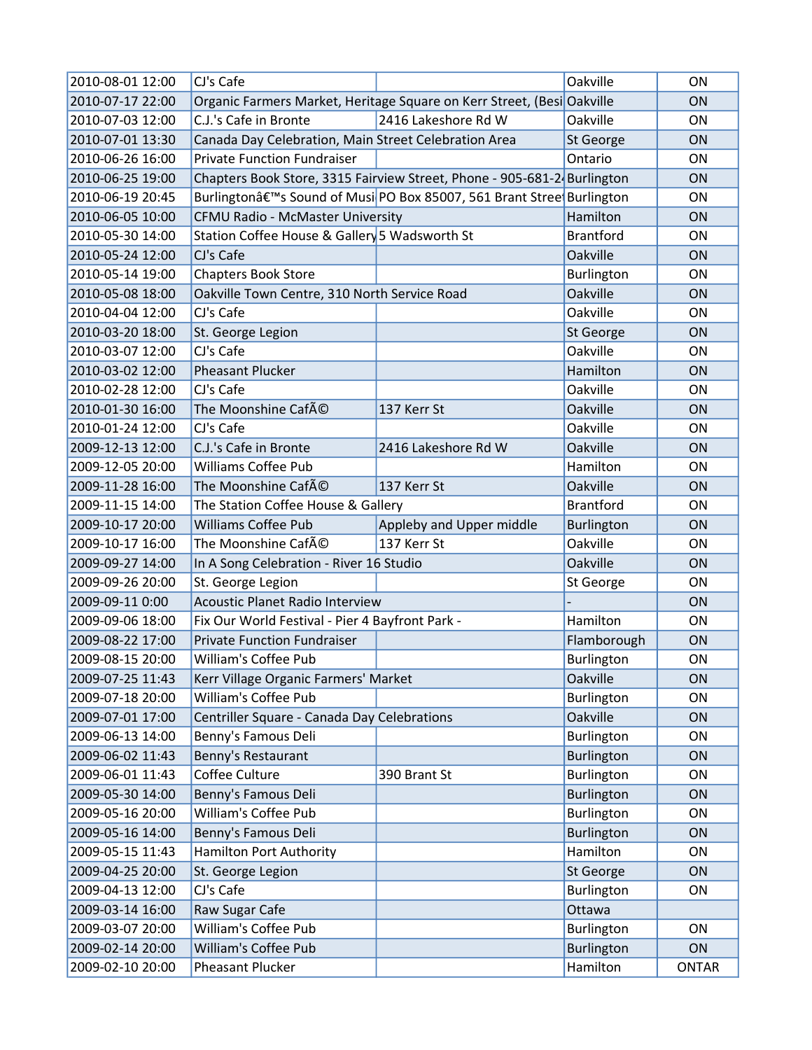| | | | | |
|---|---|---|---|---|
| 2010-08-01 12:00 | CJ's Cafe | | Oakville | ON |
| 2010-07-17 22:00 | Organic Farmers Market, Heritage Square on Kerr Street, (Besi | | Oakville | ON |
| 2010-07-03 12:00 | C.J.'s Cafe in Bronte | 2416 Lakeshore Rd W | Oakville | ON |
| 2010-07-01 13:30 | Canada Day Celebration, Main Street Celebration Area | | St George | ON |
| 2010-06-26 16:00 | Private Function Fundraiser | | Ontario | ON |
| 2010-06-25 19:00 | Chapters Book Store, 3315 Fairview Street, Phone - 905-681-2 | | Burlington | ON |
| 2010-06-19 20:45 | Burlingtonâ€™s Sound of Musi | PO Box 85007, 561 Brant Stree | Burlington | ON |
| 2010-06-05 10:00 | CFMU Radio - McMaster University | | Hamilton | ON |
| 2010-05-30 14:00 | Station Coffee House & Gallery | 5 Wadsworth St | Brantford | ON |
| 2010-05-24 12:00 | CJ's Cafe | | Oakville | ON |
| 2010-05-14 19:00 | Chapters Book Store | | Burlington | ON |
| 2010-05-08 18:00 | Oakville Town Centre, 310 North Service Road | | Oakville | ON |
| 2010-04-04 12:00 | CJ's Cafe | | Oakville | ON |
| 2010-03-20 18:00 | St. George Legion | | St George | ON |
| 2010-03-07 12:00 | CJ's Cafe | | Oakville | ON |
| 2010-03-02 12:00 | Pheasant Plucker | | Hamilton | ON |
| 2010-02-28 12:00 | CJ's Cafe | | Oakville | ON |
| 2010-01-30 16:00 | The Moonshine CafÃ© | 137 Kerr St | Oakville | ON |
| 2010-01-24 12:00 | CJ's Cafe | | Oakville | ON |
| 2009-12-13 12:00 | C.J.'s Cafe in Bronte | 2416 Lakeshore Rd W | Oakville | ON |
| 2009-12-05 20:00 | Williams Coffee Pub | | Hamilton | ON |
| 2009-11-28 16:00 | The Moonshine CafÃ© | 137 Kerr St | Oakville | ON |
| 2009-11-15 14:00 | The Station Coffee House & Gallery | | Brantford | ON |
| 2009-10-17 20:00 | Williams Coffee Pub | Appleby and Upper middle | Burlington | ON |
| 2009-10-17 16:00 | The Moonshine CafÃ© | 137 Kerr St | Oakville | ON |
| 2009-09-27 14:00 | In A Song Celebration - River 16 Studio | | Oakville | ON |
| 2009-09-26 20:00 | St. George Legion | | St George | ON |
| 2009-09-11 0:00 | Acoustic Planet Radio Interview | | - | ON |
| 2009-09-06 18:00 | Fix Our World Festival - Pier 4 Bayfront Park - | | Hamilton | ON |
| 2009-08-22 17:00 | Private Function Fundraiser | | Flamborough | ON |
| 2009-08-15 20:00 | William's Coffee Pub | | Burlington | ON |
| 2009-07-25 11:43 | Kerr Village Organic Farmers' Market | | Oakville | ON |
| 2009-07-18 20:00 | William's Coffee Pub | | Burlington | ON |
| 2009-07-01 17:00 | Centriller Square - Canada Day Celebrations | | Oakville | ON |
| 2009-06-13 14:00 | Benny's Famous Deli | | Burlington | ON |
| 2009-06-02 11:43 | Benny's Restaurant | | Burlington | ON |
| 2009-06-01 11:43 | Coffee Culture | 390 Brant St | Burlington | ON |
| 2009-05-30 14:00 | Benny's Famous Deli | | Burlington | ON |
| 2009-05-16 20:00 | William's Coffee Pub | | Burlington | ON |
| 2009-05-16 14:00 | Benny's Famous Deli | | Burlington | ON |
| 2009-05-15 11:43 | Hamilton Port Authority | | Hamilton | ON |
| 2009-04-25 20:00 | St. George Legion | | St George | ON |
| 2009-04-13 12:00 | CJ's Cafe | | Burlington | ON |
| 2009-03-14 16:00 | Raw Sugar Cafe | | Ottawa | |
| 2009-03-07 20:00 | William's Coffee Pub | | Burlington | ON |
| 2009-02-14 20:00 | William's Coffee Pub | | Burlington | ON |
| 2009-02-10 20:00 | Pheasant Plucker | | Hamilton | ONTAR |